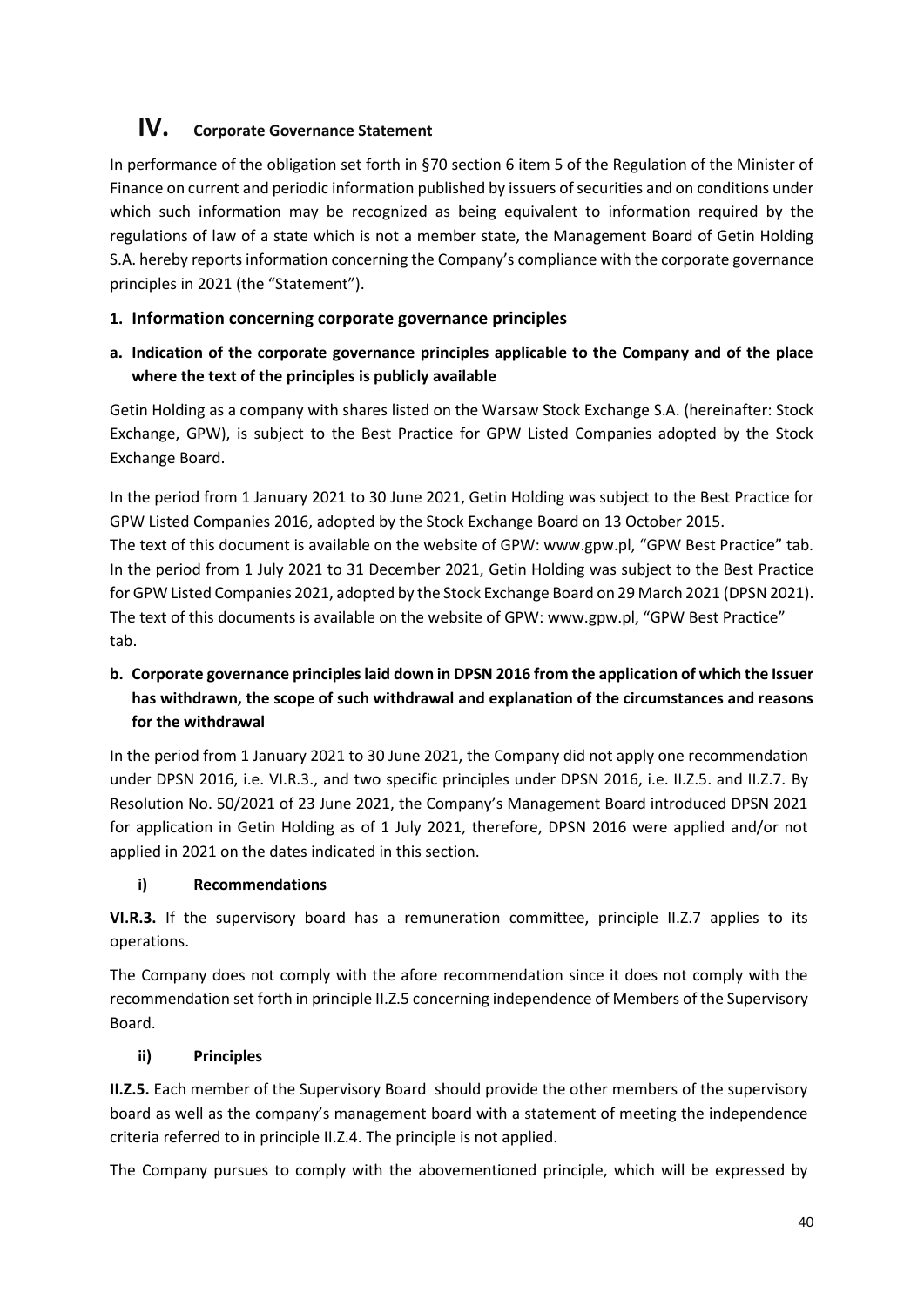# IV. Corporate Governance Statement

In performance of the obligation set forth in §70 section 6 item 5 of the Regulation of the Minister of Finance on current and periodic information published by issuers of securities and on conditions under which such information may be recognized as being equivalent to information required by the regulations of law of a state which is not a member state, the Management Board of Getin Holding S.A. hereby reports information concerning the Company's compliance with the corporate governance principles in 2021 (the "Statement").

## 1. Information concerning corporate governance principles

### a. Indication of the corporate governance principles applicable to the Company and of the place where the text of the principles is publicly available

Getin Holding as a company with shares listed on the Warsaw Stock Exchange S.A. (hereinafter: Stock Exchange, GPW), is subject to the Best Practice for GPW Listed Companies adopted by the Stock Exchange Board.

In the period from 1 January 2021 to 30 June 2021, Getin Holding was subject to the Best Practice for GPW Listed Companies 2016, adopted by the Stock Exchange Board on 13 October 2015.
The text of this document is available on the website of GPW: www.gpw.pl, "GPW Best Practice" tab.
In the period from 1 July 2021 to 31 December 2021, Getin Holding was subject to the Best Practice for GPW Listed Companies 2021, adopted by the Stock Exchange Board on 29 March 2021 (DPSN 2021).
The text of this documents is available on the website of GPW: www.gpw.pl, "GPW Best Practice" tab.

### b. Corporate governance principles laid down in DPSN 2016 from the application of which the Issuer has withdrawn, the scope of such withdrawal and explanation of the circumstances and reasons for the withdrawal

In the period from 1 January 2021 to 30 June 2021, the Company did not apply one recommendation under DPSN 2016, i.e. VI.R.3., and two specific principles under DPSN 2016, i.e. II.Z.5. and II.Z.7. By Resolution No. 50/2021 of 23 June 2021, the Company's Management Board introduced DPSN 2021 for application in Getin Holding as of 1 July 2021, therefore, DPSN 2016 were applied and/or not applied in 2021 on the dates indicated in this section.

#### i) Recommendations

**VI.R.3.** If the supervisory board has a remuneration committee, principle II.Z.7 applies to its operations.

The Company does not comply with the afore recommendation since it does not comply with the recommendation set forth in principle II.Z.5 concerning independence of Members of the Supervisory Board.

#### ii) Principles

**II.Z.5.** Each member of the Supervisory Board should provide the other members of the supervisory board as well as the company's management board with a statement of meeting the independence criteria referred to in principle II.Z.4. The principle is not applied.

The Company pursues to comply with the abovementioned principle, which will be expressed by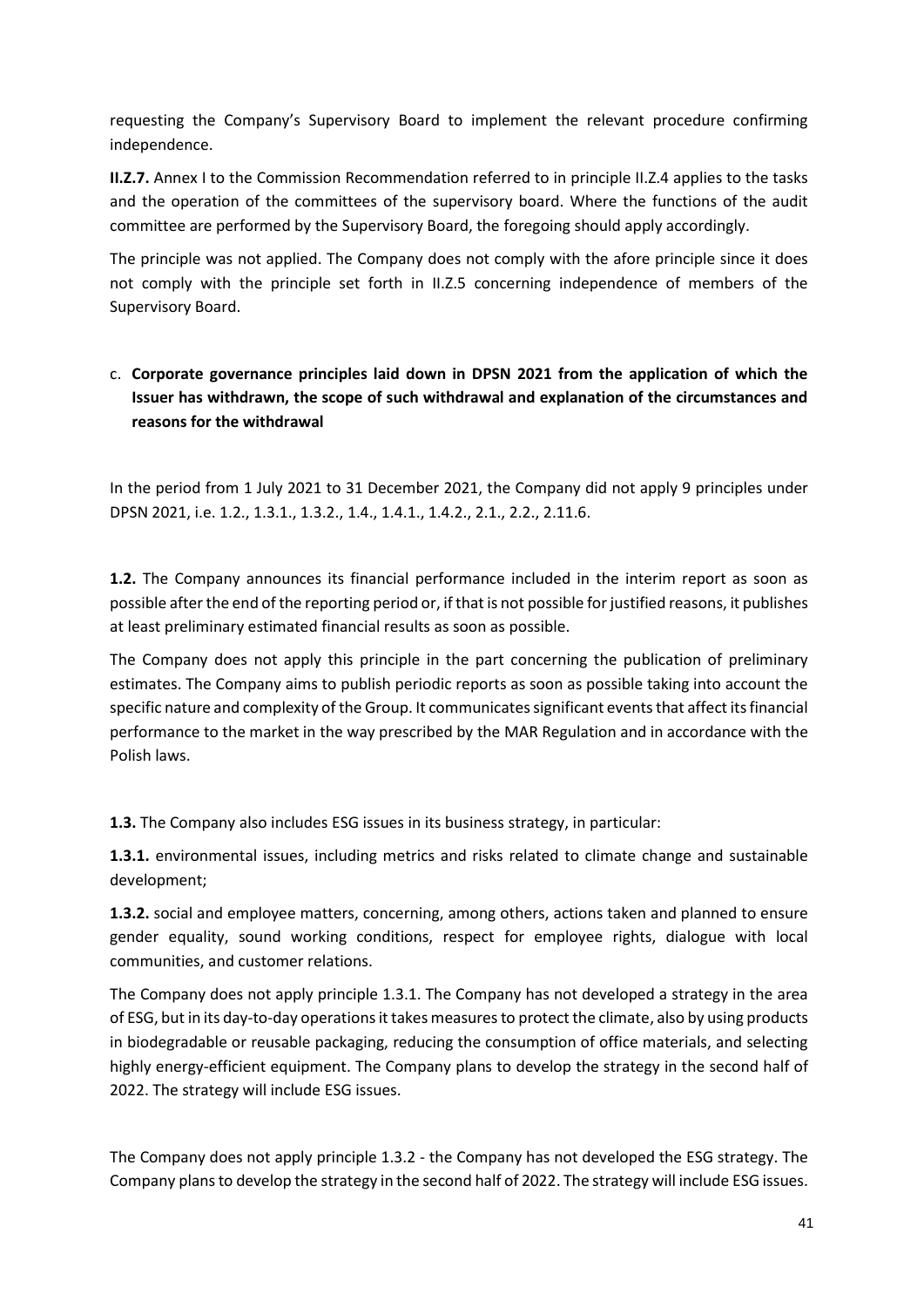requesting the Company's Supervisory Board to implement the relevant procedure confirming independence.

**II.Z.7.** Annex I to the Commission Recommendation referred to in principle II.Z.4 applies to the tasks and the operation of the committees of the supervisory board. Where the functions of the audit committee are performed by the Supervisory Board, the foregoing should apply accordingly.

The principle was not applied. The Company does not comply with the afore principle since it does not comply with the principle set forth in II.Z.5 concerning independence of members of the Supervisory Board.

c. **Corporate governance principles laid down in DPSN 2021 from the application of which the Issuer has withdrawn, the scope of such withdrawal and explanation of the circumstances and reasons for the withdrawal**

In the period from 1 July 2021 to 31 December 2021, the Company did not apply 9 principles under DPSN 2021, i.e. 1.2., 1.3.1., 1.3.2., 1.4., 1.4.1., 1.4.2., 2.1., 2.2., 2.11.6.

**1.2.** The Company announces its financial performance included in the interim report as soon as possible after the end of the reporting period or, if that is not possible for justified reasons, it publishes at least preliminary estimated financial results as soon as possible.

The Company does not apply this principle in the part concerning the publication of preliminary estimates. The Company aims to publish periodic reports as soon as possible taking into account the specific nature and complexity of the Group. It communicates significant events that affect its financial performance to the market in the way prescribed by the MAR Regulation and in accordance with the Polish laws.

**1.3.** The Company also includes ESG issues in its business strategy, in particular:

**1.3.1.** environmental issues, including metrics and risks related to climate change and sustainable development;

**1.3.2.** social and employee matters, concerning, among others, actions taken and planned to ensure gender equality, sound working conditions, respect for employee rights, dialogue with local communities, and customer relations.

The Company does not apply principle 1.3.1. The Company has not developed a strategy in the area of ESG, but in its day-to-day operations it takes measures to protect the climate, also by using products in biodegradable or reusable packaging, reducing the consumption of office materials, and selecting highly energy-efficient equipment. The Company plans to develop the strategy in the second half of 2022. The strategy will include ESG issues.

The Company does not apply principle 1.3.2 - the Company has not developed the ESG strategy. The Company plans to develop the strategy in the second half of 2022. The strategy will include ESG issues.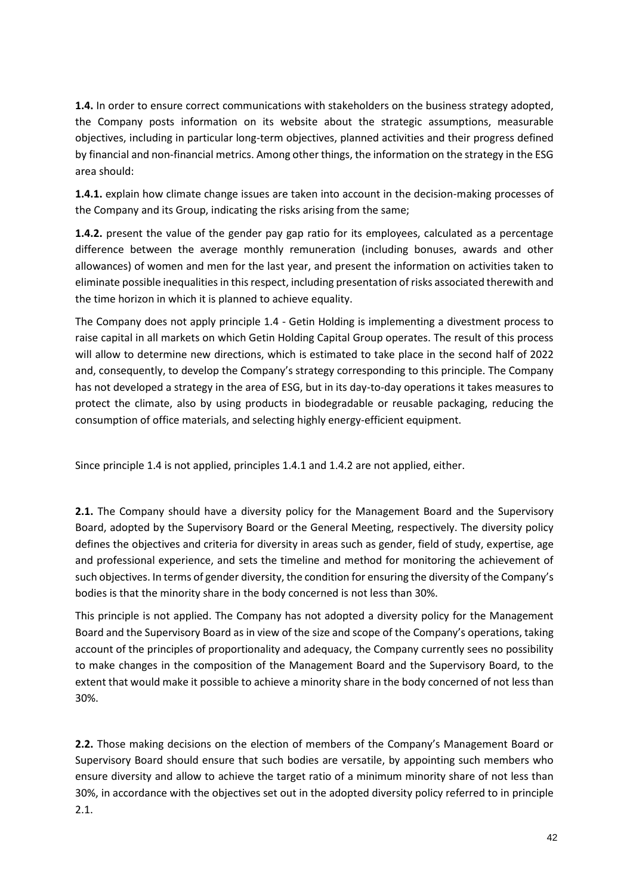**1.4.** In order to ensure correct communications with stakeholders on the business strategy adopted, the Company posts information on its website about the strategic assumptions, measurable objectives, including in particular long-term objectives, planned activities and their progress defined by financial and non-financial metrics. Among other things, the information on the strategy in the ESG area should:

**1.4.1.** explain how climate change issues are taken into account in the decision-making processes of the Company and its Group, indicating the risks arising from the same;

**1.4.2.** present the value of the gender pay gap ratio for its employees, calculated as a percentage difference between the average monthly remuneration (including bonuses, awards and other allowances) of women and men for the last year, and present the information on activities taken to eliminate possible inequalities in this respect, including presentation of risks associated therewith and the time horizon in which it is planned to achieve equality.

The Company does not apply principle 1.4 - Getin Holding is implementing a divestment process to raise capital in all markets on which Getin Holding Capital Group operates. The result of this process will allow to determine new directions, which is estimated to take place in the second half of 2022 and, consequently, to develop the Company's strategy corresponding to this principle. The Company has not developed a strategy in the area of ESG, but in its day-to-day operations it takes measures to protect the climate, also by using products in biodegradable or reusable packaging, reducing the consumption of office materials, and selecting highly energy-efficient equipment.

Since principle 1.4 is not applied, principles 1.4.1 and 1.4.2 are not applied, either.

**2.1.** The Company should have a diversity policy for the Management Board and the Supervisory Board, adopted by the Supervisory Board or the General Meeting, respectively. The diversity policy defines the objectives and criteria for diversity in areas such as gender, field of study, expertise, age and professional experience, and sets the timeline and method for monitoring the achievement of such objectives. In terms of gender diversity, the condition for ensuring the diversity of the Company's bodies is that the minority share in the body concerned is not less than 30%.

This principle is not applied. The Company has not adopted a diversity policy for the Management Board and the Supervisory Board as in view of the size and scope of the Company's operations, taking account of the principles of proportionality and adequacy, the Company currently sees no possibility to make changes in the composition of the Management Board and the Supervisory Board, to the extent that would make it possible to achieve a minority share in the body concerned of not less than 30%.

**2.2.** Those making decisions on the election of members of the Company's Management Board or Supervisory Board should ensure that such bodies are versatile, by appointing such members who ensure diversity and allow to achieve the target ratio of a minimum minority share of not less than 30%, in accordance with the objectives set out in the adopted diversity policy referred to in principle 2.1.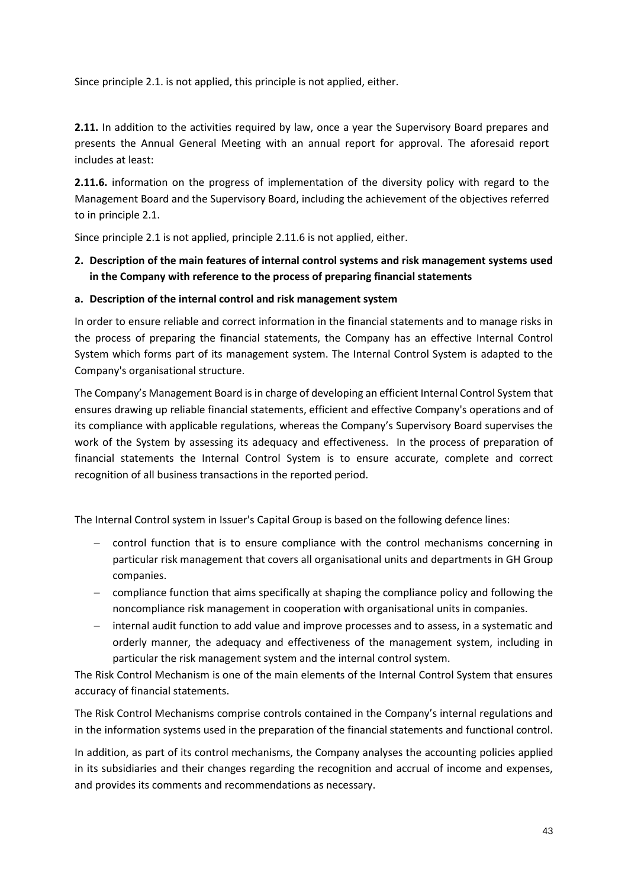Since principle 2.1. is not applied, this principle is not applied, either.

**2.11.** In addition to the activities required by law, once a year the Supervisory Board prepares and presents the Annual General Meeting with an annual report for approval. The aforesaid report includes at least:

**2.11.6.** information on the progress of implementation of the diversity policy with regard to the Management Board and the Supervisory Board, including the achievement of the objectives referred to in principle 2.1.

Since principle 2.1 is not applied, principle 2.11.6 is not applied, either.

## 2. Description of the main features of internal control systems and risk management systems used in the Company with reference to the process of preparing financial statements

### a. Description of the internal control and risk management system

In order to ensure reliable and correct information in the financial statements and to manage risks in the process of preparing the financial statements, the Company has an effective Internal Control System which forms part of its management system. The Internal Control System is adapted to the Company's organisational structure.

The Company's Management Board is in charge of developing an efficient Internal Control System that ensures drawing up reliable financial statements, efficient and effective Company's operations and of its compliance with applicable regulations, whereas the Company's Supervisory Board supervises the work of the System by assessing its adequacy and effectiveness. In the process of preparation of financial statements the Internal Control System is to ensure accurate, complete and correct recognition of all business transactions in the reported period.

The Internal Control system in Issuer's Capital Group is based on the following defence lines:

- control function that is to ensure compliance with the control mechanisms concerning in particular risk management that covers all organisational units and departments in GH Group companies.
- compliance function that aims specifically at shaping the compliance policy and following the noncompliance risk management in cooperation with organisational units in companies.
- internal audit function to add value and improve processes and to assess, in a systematic and orderly manner, the adequacy and effectiveness of the management system, including in particular the risk management system and the internal control system.

The Risk Control Mechanism is one of the main elements of the Internal Control System that ensures accuracy of financial statements.

The Risk Control Mechanisms comprise controls contained in the Company's internal regulations and in the information systems used in the preparation of the financial statements and functional control.

In addition, as part of its control mechanisms, the Company analyses the accounting policies applied in its subsidiaries and their changes regarding the recognition and accrual of income and expenses, and provides its comments and recommendations as necessary.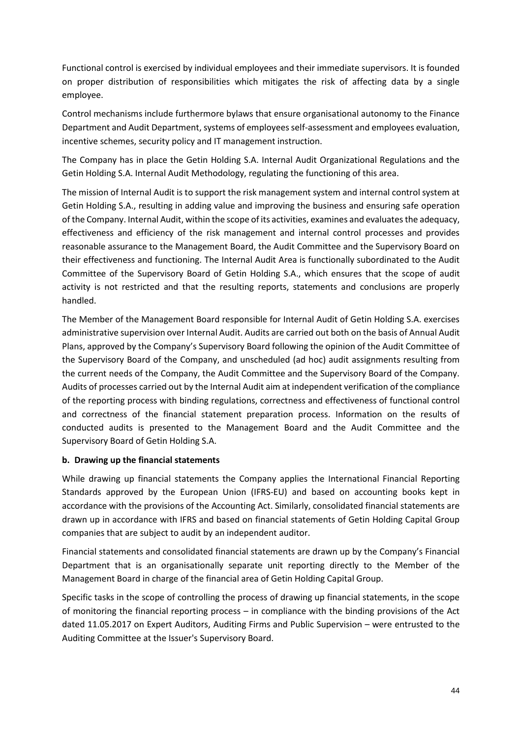Functional control is exercised by individual employees and their immediate supervisors. It is founded on proper distribution of responsibilities which mitigates the risk of affecting data by a single employee.

Control mechanisms include furthermore bylaws that ensure organisational autonomy to the Finance Department and Audit Department, systems of employees self-assessment and employees evaluation, incentive schemes, security policy and IT management instruction.

The Company has in place the Getin Holding S.A. Internal Audit Organizational Regulations and the Getin Holding S.A. Internal Audit Methodology, regulating the functioning of this area.

The mission of Internal Audit is to support the risk management system and internal control system at Getin Holding S.A., resulting in adding value and improving the business and ensuring safe operation of the Company. Internal Audit, within the scope of its activities, examines and evaluates the adequacy, effectiveness and efficiency of the risk management and internal control processes and provides reasonable assurance to the Management Board, the Audit Committee and the Supervisory Board on their effectiveness and functioning. The Internal Audit Area is functionally subordinated to the Audit Committee of the Supervisory Board of Getin Holding S.A., which ensures that the scope of audit activity is not restricted and that the resulting reports, statements and conclusions are properly handled.

The Member of the Management Board responsible for Internal Audit of Getin Holding S.A. exercises administrative supervision over Internal Audit. Audits are carried out both on the basis of Annual Audit Plans, approved by the Company's Supervisory Board following the opinion of the Audit Committee of the Supervisory Board of the Company, and unscheduled (ad hoc) audit assignments resulting from the current needs of the Company, the Audit Committee and the Supervisory Board of the Company. Audits of processes carried out by the Internal Audit aim at independent verification of the compliance of the reporting process with binding regulations, correctness and effectiveness of functional control and correctness of the financial statement preparation process. Information on the results of conducted audits is presented to the Management Board and the Audit Committee and the Supervisory Board of Getin Holding S.A.

**b. Drawing up the financial statements**

While drawing up financial statements the Company applies the International Financial Reporting Standards approved by the European Union (IFRS-EU) and based on accounting books kept in accordance with the provisions of the Accounting Act. Similarly, consolidated financial statements are drawn up in accordance with IFRS and based on financial statements of Getin Holding Capital Group companies that are subject to audit by an independent auditor.

Financial statements and consolidated financial statements are drawn up by the Company's Financial Department that is an organisationally separate unit reporting directly to the Member of the Management Board in charge of the financial area of Getin Holding Capital Group.

Specific tasks in the scope of controlling the process of drawing up financial statements, in the scope of monitoring the financial reporting process – in compliance with the binding provisions of the Act dated 11.05.2017 on Expert Auditors, Auditing Firms and Public Supervision – were entrusted to the Auditing Committee at the Issuer's Supervisory Board.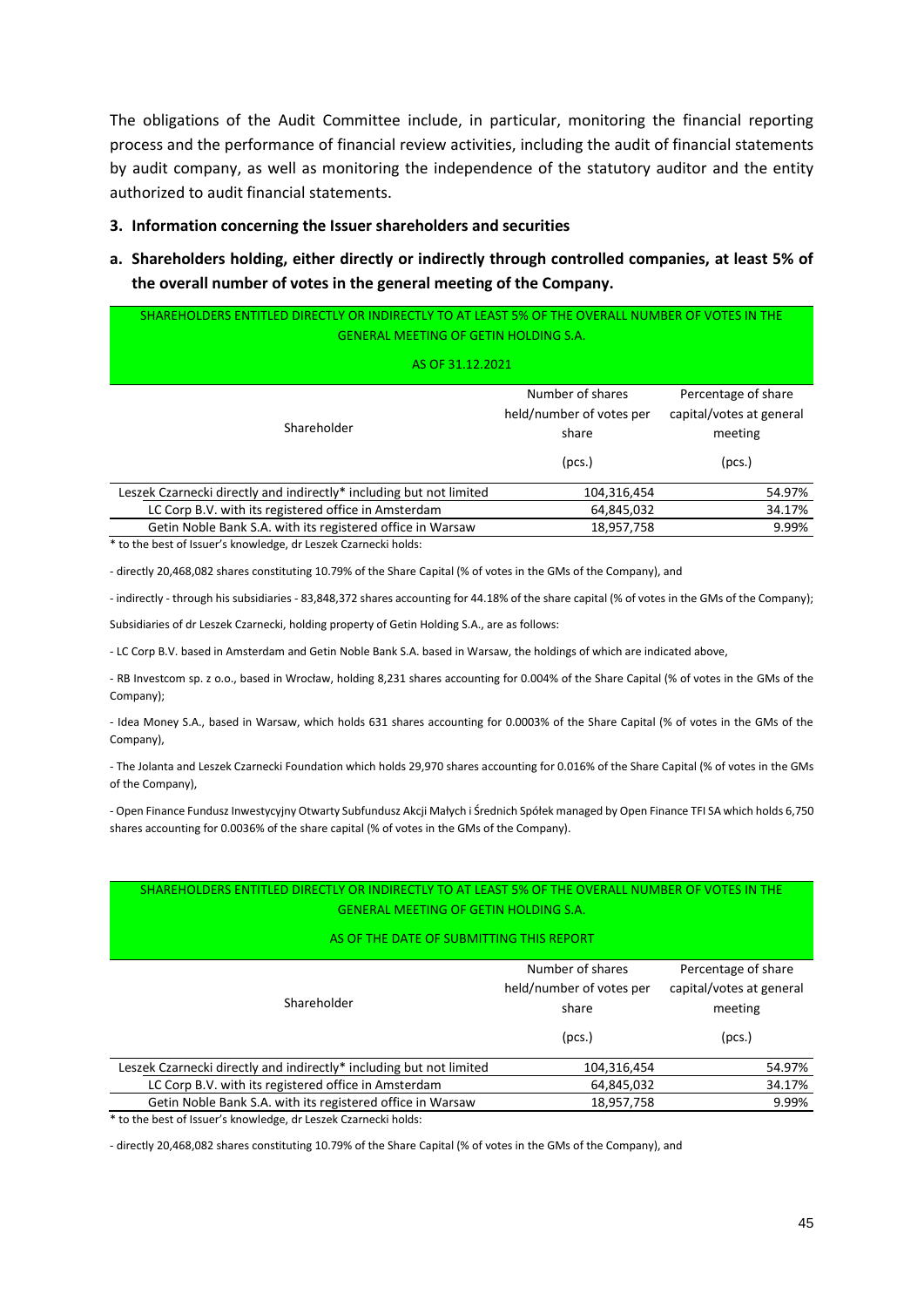The obligations of the Audit Committee include, in particular, monitoring the financial reporting process and the performance of financial review activities, including the audit of financial statements by audit company, as well as monitoring the independence of the statutory auditor and the entity authorized to audit financial statements.

## 3. Information concerning the Issuer shareholders and securities

### a. Shareholders holding, either directly or indirectly through controlled companies, at least 5% of the overall number of votes in the general meeting of the Company.

SHAREHOLDERS ENTITLED DIRECTLY OR INDIRECTLY TO AT LEAST 5% OF THE OVERALL NUMBER OF VOTES IN THE GENERAL MEETING OF GETIN HOLDING S.A.

AS OF 31.12.2021

| Shareholder | Number of shares held/number of votes per share (pcs.) | Percentage of share capital/votes at general meeting (pcs.) |
|---|---|---|
| Leszek Czarnecki directly and indirectly* including but not limited | 104,316,454 | 54.97% |
| LC Corp B.V. with its registered office in Amsterdam | 64,845,032 | 34.17% |
| Getin Noble Bank S.A. with its registered office in Warsaw | 18,957,758 | 9.99% |

\* to the best of Issuer's knowledge, dr Leszek Czarnecki holds:

- directly 20,468,082 shares constituting 10.79% of the Share Capital (% of votes in the GMs of the Company), and

- indirectly - through his subsidiaries - 83,848,372 shares accounting for 44.18% of the share capital (% of votes in the GMs of the Company);

Subsidiaries of dr Leszek Czarnecki, holding property of Getin Holding S.A., are as follows:

- LC Corp B.V. based in Amsterdam and Getin Noble Bank S.A. based in Warsaw, the holdings of which are indicated above,

- RB Investcom sp. z o.o., based in Wrocław, holding 8,231 shares accounting for 0.004% of the Share Capital (% of votes in the GMs of the Company);

- Idea Money S.A., based in Warsaw, which holds 631 shares accounting for 0.0003% of the Share Capital (% of votes in the GMs of the Company),

- The Jolanta and Leszek Czarnecki Foundation which holds 29,970 shares accounting for 0.016% of the Share Capital (% of votes in the GMs of the Company),

- Open Finance Fundusz Inwestycyjny Otwarty Subfundusz Akcji Małych i Średnich Spółek managed by Open Finance TFI SA which holds 6,750 shares accounting for 0.0036% of the share capital (% of votes in the GMs of the Company).

SHAREHOLDERS ENTITLED DIRECTLY OR INDIRECTLY TO AT LEAST 5% OF THE OVERALL NUMBER OF VOTES IN THE GENERAL MEETING OF GETIN HOLDING S.A.

AS OF THE DATE OF SUBMITTING THIS REPORT

| Shareholder | Number of shares held/number of votes per share (pcs.) | Percentage of share capital/votes at general meeting (pcs.) |
|---|---|---|
| Leszek Czarnecki directly and indirectly* including but not limited | 104,316,454 | 54.97% |
| LC Corp B.V. with its registered office in Amsterdam | 64,845,032 | 34.17% |
| Getin Noble Bank S.A. with its registered office in Warsaw | 18,957,758 | 9.99% |

\* to the best of Issuer's knowledge, dr Leszek Czarnecki holds:

- directly 20,468,082 shares constituting 10.79% of the Share Capital (% of votes in the GMs of the Company), and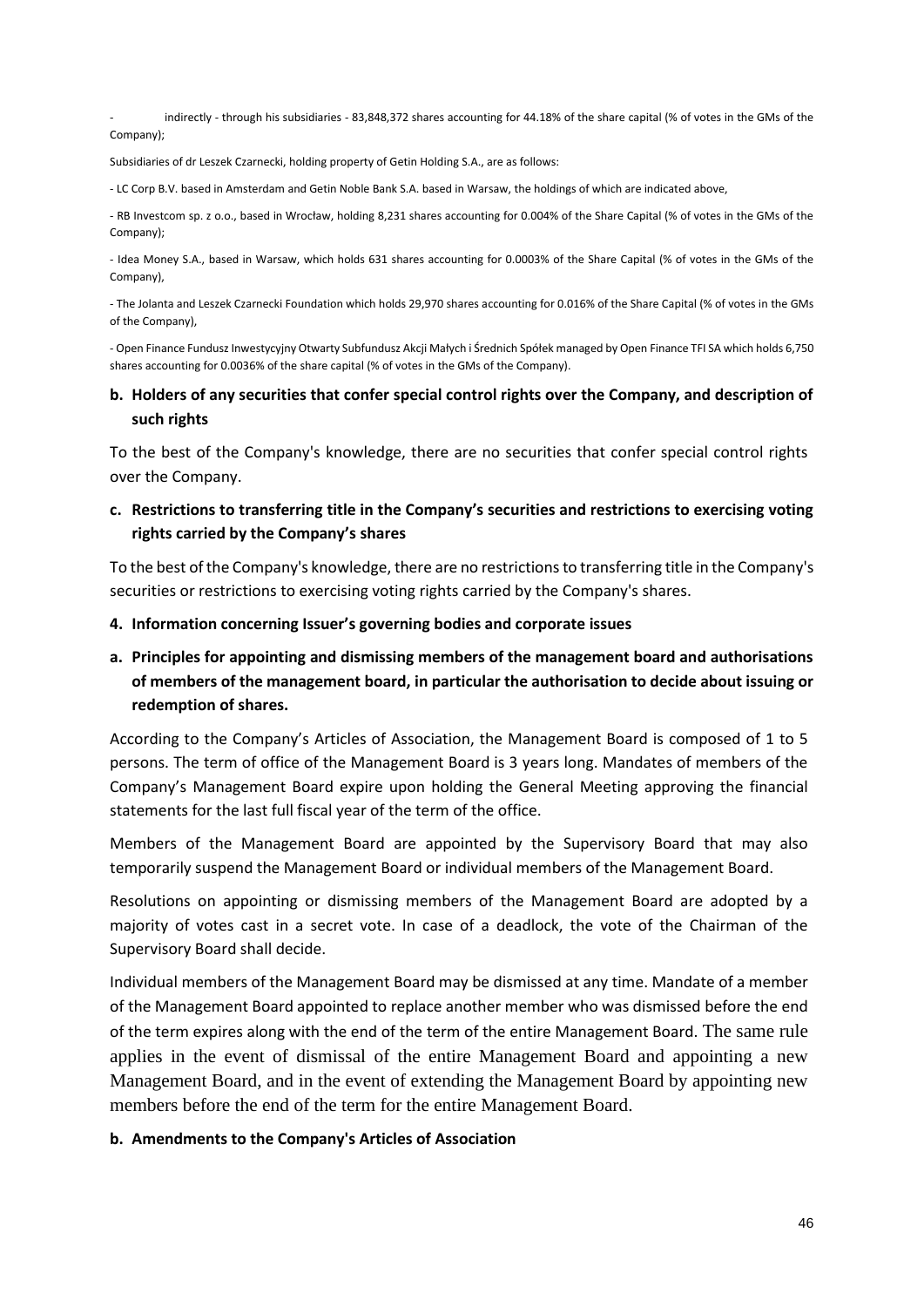- indirectly - through his subsidiaries - 83,848,372 shares accounting for 44.18% of the share capital (% of votes in the GMs of the Company);

Subsidiaries of dr Leszek Czarnecki, holding property of Getin Holding S.A., are as follows:

- LC Corp B.V. based in Amsterdam and Getin Noble Bank S.A. based in Warsaw, the holdings of which are indicated above,
- RB Investcom sp. z o.o., based in Wrocław, holding 8,231 shares accounting for 0.004% of the Share Capital (% of votes in the GMs of the Company);
- Idea Money S.A., based in Warsaw, which holds 631 shares accounting for 0.0003% of the Share Capital (% of votes in the GMs of the Company),
- The Jolanta and Leszek Czarnecki Foundation which holds 29,970 shares accounting for 0.016% of the Share Capital (% of votes in the GMs of the Company),
- Open Finance Fundusz Inwestycyjny Otwarty Subfundusz Akcji Małych i Średnich Spółek managed by Open Finance TFI SA which holds 6,750 shares accounting for 0.0036% of the share capital (% of votes in the GMs of the Company).

### b. Holders of any securities that confer special control rights over the Company, and description of such rights

To the best of the Company's knowledge, there are no securities that confer special control rights over the Company.

### c. Restrictions to transferring title in the Company's securities and restrictions to exercising voting rights carried by the Company's shares

To the best of the Company's knowledge, there are no restrictions to transferring title in the Company's securities or restrictions to exercising voting rights carried by the Company's shares.

## 4. Information concerning Issuer's governing bodies and corporate issues

### a. Principles for appointing and dismissing members of the management board and authorisations of members of the management board, in particular the authorisation to decide about issuing or redemption of shares.

According to the Company's Articles of Association, the Management Board is composed of 1 to 5 persons. The term of office of the Management Board is 3 years long. Mandates of members of the Company's Management Board expire upon holding the General Meeting approving the financial statements for the last full fiscal year of the term of the office.

Members of the Management Board are appointed by the Supervisory Board that may also temporarily suspend the Management Board or individual members of the Management Board.

Resolutions on appointing or dismissing members of the Management Board are adopted by a majority of votes cast in a secret vote. In case of a deadlock, the vote of the Chairman of the Supervisory Board shall decide.

Individual members of the Management Board may be dismissed at any time. Mandate of a member of the Management Board appointed to replace another member who was dismissed before the end of the term expires along with the end of the term of the entire Management Board. The same rule applies in the event of dismissal of the entire Management Board and appointing a new Management Board, and in the event of extending the Management Board by appointing new members before the end of the term for the entire Management Board.

### b. Amendments to the Company's Articles of Association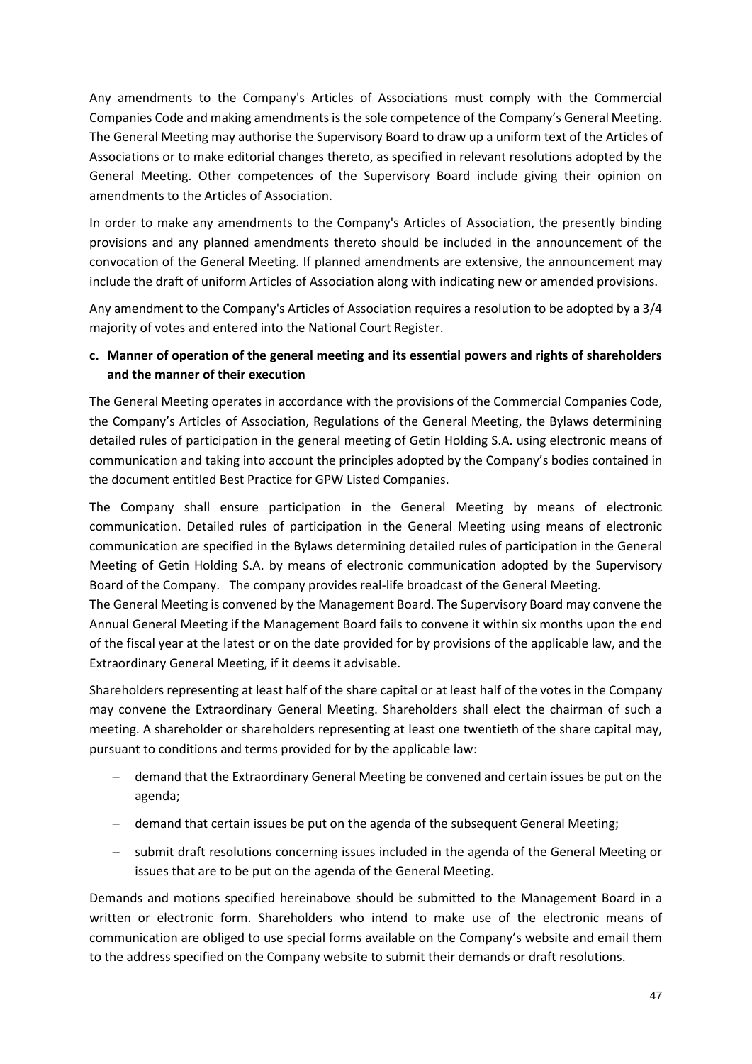Any amendments to the Company's Articles of Associations must comply with the Commercial Companies Code and making amendments is the sole competence of the Company's General Meeting. The General Meeting may authorise the Supervisory Board to draw up a uniform text of the Articles of Associations or to make editorial changes thereto, as specified in relevant resolutions adopted by the General Meeting. Other competences of the Supervisory Board include giving their opinion on amendments to the Articles of Association.

In order to make any amendments to the Company's Articles of Association, the presently binding provisions and any planned amendments thereto should be included in the announcement of the convocation of the General Meeting. If planned amendments are extensive, the announcement may include the draft of uniform Articles of Association along with indicating new or amended provisions.

Any amendment to the Company's Articles of Association requires a resolution to be adopted by a 3/4 majority of votes and entered into the National Court Register.

**c. Manner of operation of the general meeting and its essential powers and rights of shareholders and the manner of their execution**

The General Meeting operates in accordance with the provisions of the Commercial Companies Code, the Company's Articles of Association, Regulations of the General Meeting, the Bylaws determining detailed rules of participation in the general meeting of Getin Holding S.A. using electronic means of communication and taking into account the principles adopted by the Company's bodies contained in the document entitled Best Practice for GPW Listed Companies.

The Company shall ensure participation in the General Meeting by means of electronic communication. Detailed rules of participation in the General Meeting using means of electronic communication are specified in the Bylaws determining detailed rules of participation in the General Meeting of Getin Holding S.A. by means of electronic communication adopted by the Supervisory Board of the Company. The company provides real-life broadcast of the General Meeting.

The General Meeting is convened by the Management Board. The Supervisory Board may convene the Annual General Meeting if the Management Board fails to convene it within six months upon the end of the fiscal year at the latest or on the date provided for by provisions of the applicable law, and the Extraordinary General Meeting, if it deems it advisable.

Shareholders representing at least half of the share capital or at least half of the votes in the Company may convene the Extraordinary General Meeting. Shareholders shall elect the chairman of such a meeting. A shareholder or shareholders representing at least one twentieth of the share capital may, pursuant to conditions and terms provided for by the applicable law:

- demand that the Extraordinary General Meeting be convened and certain issues be put on the agenda;
- demand that certain issues be put on the agenda of the subsequent General Meeting;
- submit draft resolutions concerning issues included in the agenda of the General Meeting or issues that are to be put on the agenda of the General Meeting.

Demands and motions specified hereinabove should be submitted to the Management Board in a written or electronic form. Shareholders who intend to make use of the electronic means of communication are obliged to use special forms available on the Company's website and email them to the address specified on the Company website to submit their demands or draft resolutions.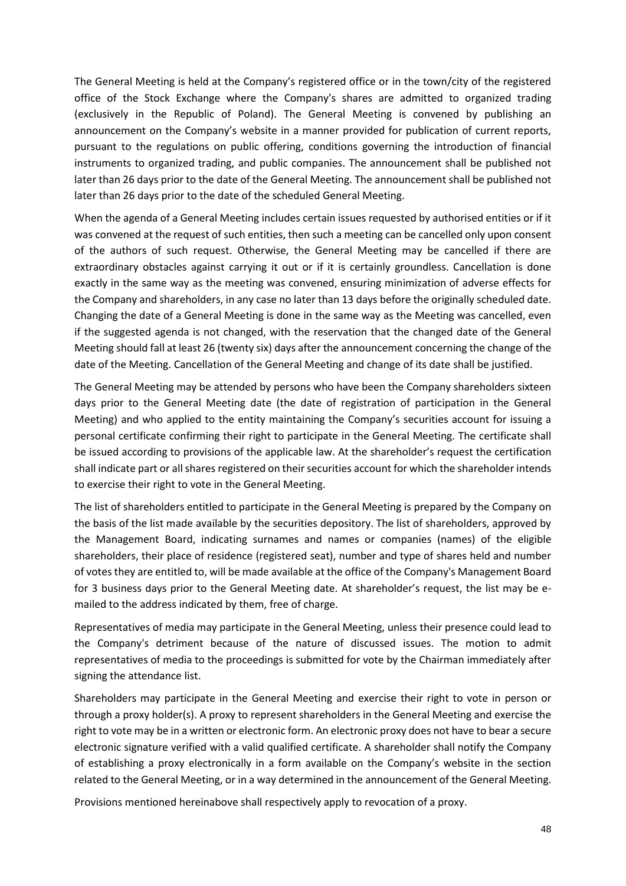The General Meeting is held at the Company's registered office or in the town/city of the registered office of the Stock Exchange where the Company's shares are admitted to organized trading (exclusively in the Republic of Poland). The General Meeting is convened by publishing an announcement on the Company's website in a manner provided for publication of current reports, pursuant to the regulations on public offering, conditions governing the introduction of financial instruments to organized trading, and public companies. The announcement shall be published not later than 26 days prior to the date of the General Meeting. The announcement shall be published not later than 26 days prior to the date of the scheduled General Meeting.

When the agenda of a General Meeting includes certain issues requested by authorised entities or if it was convened at the request of such entities, then such a meeting can be cancelled only upon consent of the authors of such request. Otherwise, the General Meeting may be cancelled if there are extraordinary obstacles against carrying it out or if it is certainly groundless. Cancellation is done exactly in the same way as the meeting was convened, ensuring minimization of adverse effects for the Company and shareholders, in any case no later than 13 days before the originally scheduled date. Changing the date of a General Meeting is done in the same way as the Meeting was cancelled, even if the suggested agenda is not changed, with the reservation that the changed date of the General Meeting should fall at least 26 (twenty six) days after the announcement concerning the change of the date of the Meeting. Cancellation of the General Meeting and change of its date shall be justified.

The General Meeting may be attended by persons who have been the Company shareholders sixteen days prior to the General Meeting date (the date of registration of participation in the General Meeting) and who applied to the entity maintaining the Company's securities account for issuing a personal certificate confirming their right to participate in the General Meeting. The certificate shall be issued according to provisions of the applicable law. At the shareholder's request the certification shall indicate part or all shares registered on their securities account for which the shareholder intends to exercise their right to vote in the General Meeting.

The list of shareholders entitled to participate in the General Meeting is prepared by the Company on the basis of the list made available by the securities depository. The list of shareholders, approved by the Management Board, indicating surnames and names or companies (names) of the eligible shareholders, their place of residence (registered seat), number and type of shares held and number of votes they are entitled to, will be made available at the office of the Company's Management Board for 3 business days prior to the General Meeting date. At shareholder's request, the list may be e-mailed to the address indicated by them, free of charge.

Representatives of media may participate in the General Meeting, unless their presence could lead to the Company's detriment because of the nature of discussed issues. The motion to admit representatives of media to the proceedings is submitted for vote by the Chairman immediately after signing the attendance list.

Shareholders may participate in the General Meeting and exercise their right to vote in person or through a proxy holder(s). A proxy to represent shareholders in the General Meeting and exercise the right to vote may be in a written or electronic form. An electronic proxy does not have to bear a secure electronic signature verified with a valid qualified certificate. A shareholder shall notify the Company of establishing a proxy electronically in a form available on the Company's website in the section related to the General Meeting, or in a way determined in the announcement of the General Meeting.

Provisions mentioned hereinabove shall respectively apply to revocation of a proxy.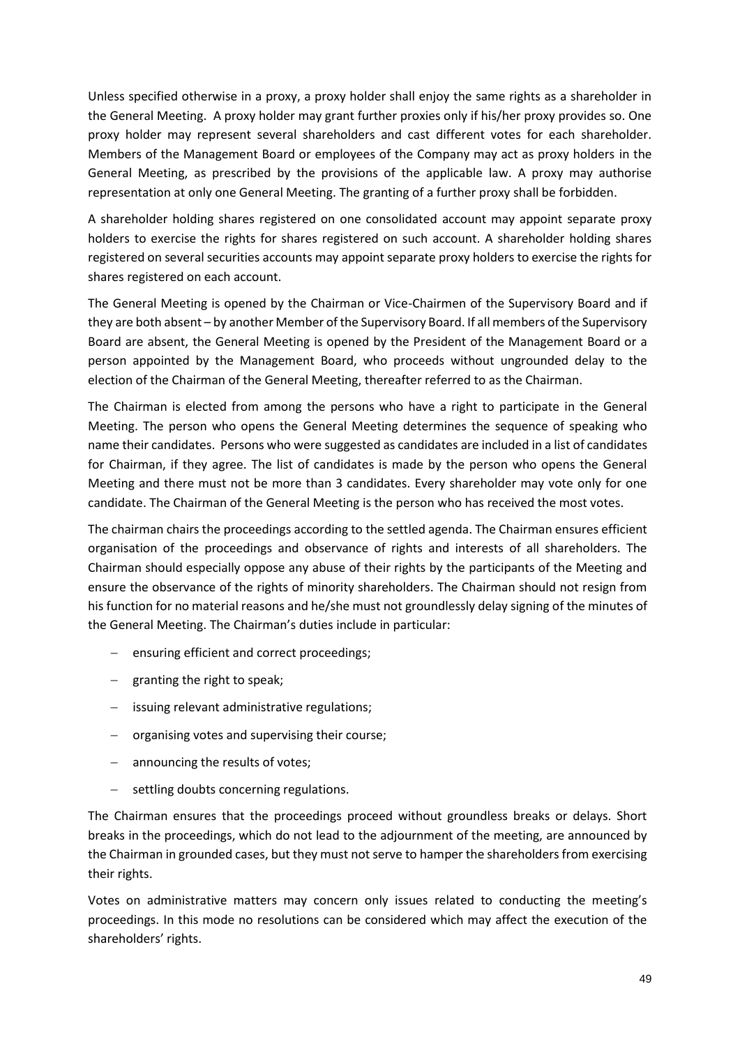Unless specified otherwise in a proxy, a proxy holder shall enjoy the same rights as a shareholder in the General Meeting. A proxy holder may grant further proxies only if his/her proxy provides so. One proxy holder may represent several shareholders and cast different votes for each shareholder. Members of the Management Board or employees of the Company may act as proxy holders in the General Meeting, as prescribed by the provisions of the applicable law. A proxy may authorise representation at only one General Meeting. The granting of a further proxy shall be forbidden.

A shareholder holding shares registered on one consolidated account may appoint separate proxy holders to exercise the rights for shares registered on such account. A shareholder holding shares registered on several securities accounts may appoint separate proxy holders to exercise the rights for shares registered on each account.

The General Meeting is opened by the Chairman or Vice-Chairmen of the Supervisory Board and if they are both absent – by another Member of the Supervisory Board. If all members of the Supervisory Board are absent, the General Meeting is opened by the President of the Management Board or a person appointed by the Management Board, who proceeds without ungrounded delay to the election of the Chairman of the General Meeting, thereafter referred to as the Chairman.

The Chairman is elected from among the persons who have a right to participate in the General Meeting. The person who opens the General Meeting determines the sequence of speaking who name their candidates. Persons who were suggested as candidates are included in a list of candidates for Chairman, if they agree. The list of candidates is made by the person who opens the General Meeting and there must not be more than 3 candidates. Every shareholder may vote only for one candidate. The Chairman of the General Meeting is the person who has received the most votes.

The chairman chairs the proceedings according to the settled agenda. The Chairman ensures efficient organisation of the proceedings and observance of rights and interests of all shareholders. The Chairman should especially oppose any abuse of their rights by the participants of the Meeting and ensure the observance of the rights of minority shareholders. The Chairman should not resign from his function for no material reasons and he/she must not groundlessly delay signing of the minutes of the General Meeting. The Chairman's duties include in particular:

- ensuring efficient and correct proceedings;
- granting the right to speak;
- issuing relevant administrative regulations;
- organising votes and supervising their course;
- announcing the results of votes;
- settling doubts concerning regulations.

The Chairman ensures that the proceedings proceed without groundless breaks or delays. Short breaks in the proceedings, which do not lead to the adjournment of the meeting, are announced by the Chairman in grounded cases, but they must not serve to hamper the shareholders from exercising their rights.

Votes on administrative matters may concern only issues related to conducting the meeting's proceedings. In this mode no resolutions can be considered which may affect the execution of the shareholders' rights.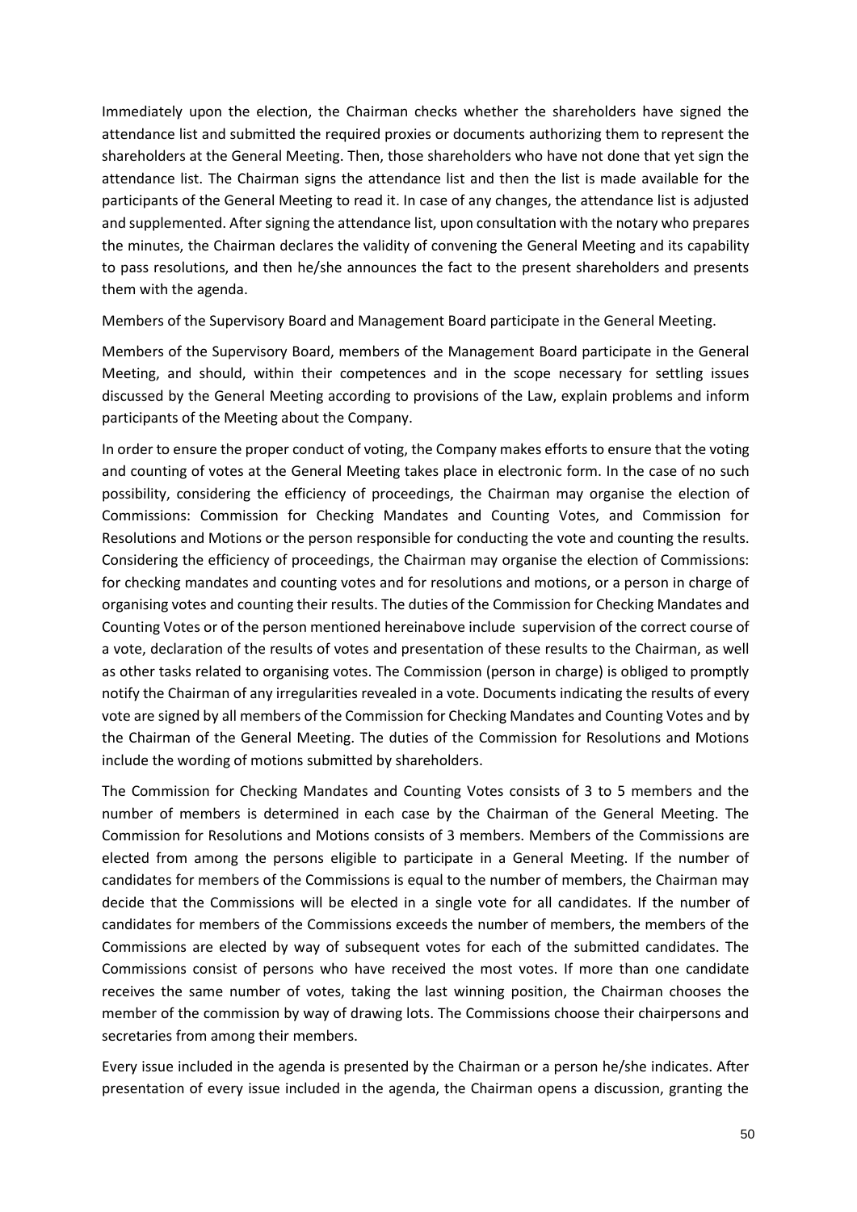Immediately upon the election, the Chairman checks whether the shareholders have signed the attendance list and submitted the required proxies or documents authorizing them to represent the shareholders at the General Meeting. Then, those shareholders who have not done that yet sign the attendance list. The Chairman signs the attendance list and then the list is made available for the participants of the General Meeting to read it. In case of any changes, the attendance list is adjusted and supplemented. After signing the attendance list, upon consultation with the notary who prepares the minutes, the Chairman declares the validity of convening the General Meeting and its capability to pass resolutions, and then he/she announces the fact to the present shareholders and presents them with the agenda.

Members of the Supervisory Board and Management Board participate in the General Meeting.

Members of the Supervisory Board, members of the Management Board participate in the General Meeting, and should, within their competences and in the scope necessary for settling issues discussed by the General Meeting according to provisions of the Law, explain problems and inform participants of the Meeting about the Company.

In order to ensure the proper conduct of voting, the Company makes efforts to ensure that the voting and counting of votes at the General Meeting takes place in electronic form. In the case of no such possibility, considering the efficiency of proceedings, the Chairman may organise the election of Commissions: Commission for Checking Mandates and Counting Votes, and Commission for Resolutions and Motions or the person responsible for conducting the vote and counting the results. Considering the efficiency of proceedings, the Chairman may organise the election of Commissions: for checking mandates and counting votes and for resolutions and motions, or a person in charge of organising votes and counting their results. The duties of the Commission for Checking Mandates and Counting Votes or of the person mentioned hereinabove include supervision of the correct course of a vote, declaration of the results of votes and presentation of these results to the Chairman, as well as other tasks related to organising votes. The Commission (person in charge) is obliged to promptly notify the Chairman of any irregularities revealed in a vote. Documents indicating the results of every vote are signed by all members of the Commission for Checking Mandates and Counting Votes and by the Chairman of the General Meeting. The duties of the Commission for Resolutions and Motions include the wording of motions submitted by shareholders.

The Commission for Checking Mandates and Counting Votes consists of 3 to 5 members and the number of members is determined in each case by the Chairman of the General Meeting. The Commission for Resolutions and Motions consists of 3 members. Members of the Commissions are elected from among the persons eligible to participate in a General Meeting. If the number of candidates for members of the Commissions is equal to the number of members, the Chairman may decide that the Commissions will be elected in a single vote for all candidates. If the number of candidates for members of the Commissions exceeds the number of members, the members of the Commissions are elected by way of subsequent votes for each of the submitted candidates. The Commissions consist of persons who have received the most votes. If more than one candidate receives the same number of votes, taking the last winning position, the Chairman chooses the member of the commission by way of drawing lots. The Commissions choose their chairpersons and secretaries from among their members.

Every issue included in the agenda is presented by the Chairman or a person he/she indicates. After presentation of every issue included in the agenda, the Chairman opens a discussion, granting the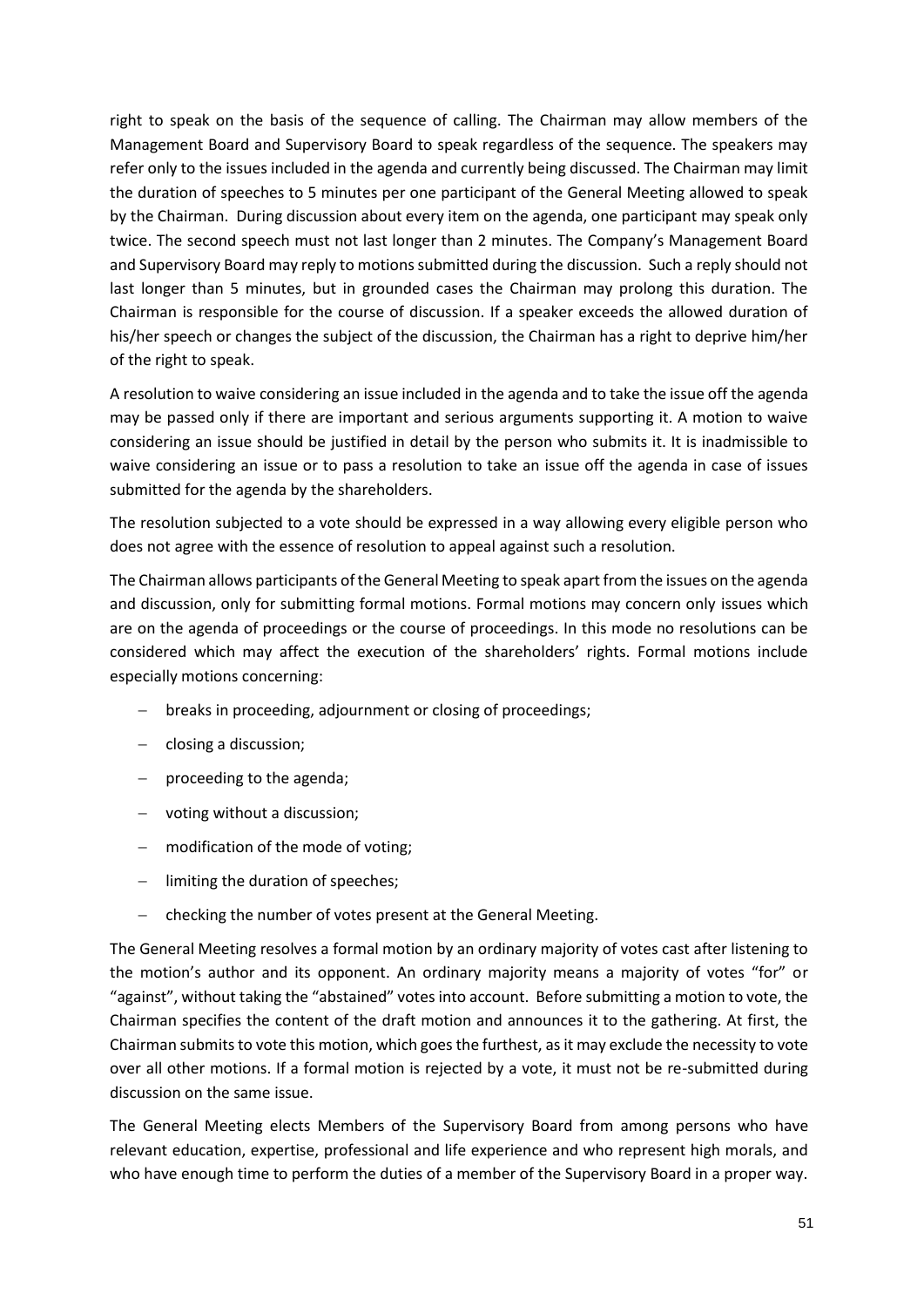right to speak on the basis of the sequence of calling. The Chairman may allow members of the Management Board and Supervisory Board to speak regardless of the sequence. The speakers may refer only to the issues included in the agenda and currently being discussed. The Chairman may limit the duration of speeches to 5 minutes per one participant of the General Meeting allowed to speak by the Chairman. During discussion about every item on the agenda, one participant may speak only twice. The second speech must not last longer than 2 minutes. The Company's Management Board and Supervisory Board may reply to motions submitted during the discussion. Such a reply should not last longer than 5 minutes, but in grounded cases the Chairman may prolong this duration. The Chairman is responsible for the course of discussion. If a speaker exceeds the allowed duration of his/her speech or changes the subject of the discussion, the Chairman has a right to deprive him/her of the right to speak.

A resolution to waive considering an issue included in the agenda and to take the issue off the agenda may be passed only if there are important and serious arguments supporting it. A motion to waive considering an issue should be justified in detail by the person who submits it. It is inadmissible to waive considering an issue or to pass a resolution to take an issue off the agenda in case of issues submitted for the agenda by the shareholders.

The resolution subjected to a vote should be expressed in a way allowing every eligible person who does not agree with the essence of resolution to appeal against such a resolution.

The Chairman allows participants of the General Meeting to speak apart from the issues on the agenda and discussion, only for submitting formal motions. Formal motions may concern only issues which are on the agenda of proceedings or the course of proceedings. In this mode no resolutions can be considered which may affect the execution of the shareholders' rights. Formal motions include especially motions concerning:

- breaks in proceeding, adjournment or closing of proceedings;
- closing a discussion;
- proceeding to the agenda;
- voting without a discussion;
- modification of the mode of voting;
- limiting the duration of speeches;
- checking the number of votes present at the General Meeting.

The General Meeting resolves a formal motion by an ordinary majority of votes cast after listening to the motion's author and its opponent. An ordinary majority means a majority of votes "for" or "against", without taking the "abstained" votes into account. Before submitting a motion to vote, the Chairman specifies the content of the draft motion and announces it to the gathering. At first, the Chairman submits to vote this motion, which goes the furthest, as it may exclude the necessity to vote over all other motions. If a formal motion is rejected by a vote, it must not be re-submitted during discussion on the same issue.

The General Meeting elects Members of the Supervisory Board from among persons who have relevant education, expertise, professional and life experience and who represent high morals, and who have enough time to perform the duties of a member of the Supervisory Board in a proper way.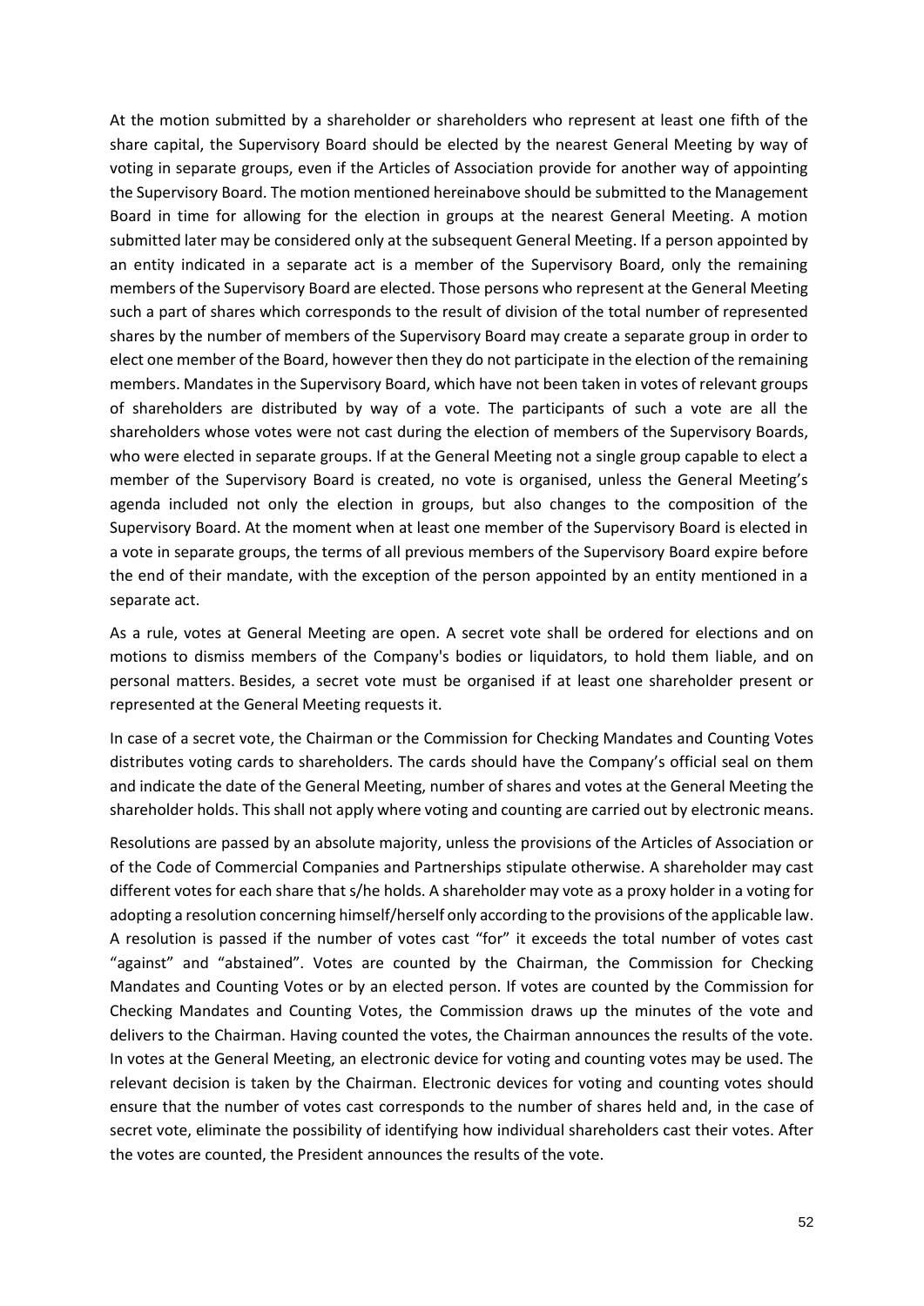At the motion submitted by a shareholder or shareholders who represent at least one fifth of the share capital, the Supervisory Board should be elected by the nearest General Meeting by way of voting in separate groups, even if the Articles of Association provide for another way of appointing the Supervisory Board. The motion mentioned hereinabove should be submitted to the Management Board in time for allowing for the election in groups at the nearest General Meeting. A motion submitted later may be considered only at the subsequent General Meeting. If a person appointed by an entity indicated in a separate act is a member of the Supervisory Board, only the remaining members of the Supervisory Board are elected. Those persons who represent at the General Meeting such a part of shares which corresponds to the result of division of the total number of represented shares by the number of members of the Supervisory Board may create a separate group in order to elect one member of the Board, however then they do not participate in the election of the remaining members. Mandates in the Supervisory Board, which have not been taken in votes of relevant groups of shareholders are distributed by way of a vote. The participants of such a vote are all the shareholders whose votes were not cast during the election of members of the Supervisory Boards, who were elected in separate groups. If at the General Meeting not a single group capable to elect a member of the Supervisory Board is created, no vote is organised, unless the General Meeting's agenda included not only the election in groups, but also changes to the composition of the Supervisory Board. At the moment when at least one member of the Supervisory Board is elected in a vote in separate groups, the terms of all previous members of the Supervisory Board expire before the end of their mandate, with the exception of the person appointed by an entity mentioned in a separate act.

As a rule, votes at General Meeting are open. A secret vote shall be ordered for elections and on motions to dismiss members of the Company's bodies or liquidators, to hold them liable, and on personal matters. Besides, a secret vote must be organised if at least one shareholder present or represented at the General Meeting requests it.

In case of a secret vote, the Chairman or the Commission for Checking Mandates and Counting Votes distributes voting cards to shareholders. The cards should have the Company's official seal on them and indicate the date of the General Meeting, number of shares and votes at the General Meeting the shareholder holds. This shall not apply where voting and counting are carried out by electronic means.

Resolutions are passed by an absolute majority, unless the provisions of the Articles of Association or of the Code of Commercial Companies and Partnerships stipulate otherwise. A shareholder may cast different votes for each share that s/he holds. A shareholder may vote as a proxy holder in a voting for adopting a resolution concerning himself/herself only according to the provisions of the applicable law. A resolution is passed if the number of votes cast "for" it exceeds the total number of votes cast "against" and "abstained". Votes are counted by the Chairman, the Commission for Checking Mandates and Counting Votes or by an elected person. If votes are counted by the Commission for Checking Mandates and Counting Votes, the Commission draws up the minutes of the vote and delivers to the Chairman. Having counted the votes, the Chairman announces the results of the vote. In votes at the General Meeting, an electronic device for voting and counting votes may be used. The relevant decision is taken by the Chairman. Electronic devices for voting and counting votes should ensure that the number of votes cast corresponds to the number of shares held and, in the case of secret vote, eliminate the possibility of identifying how individual shareholders cast their votes. After the votes are counted, the President announces the results of the vote.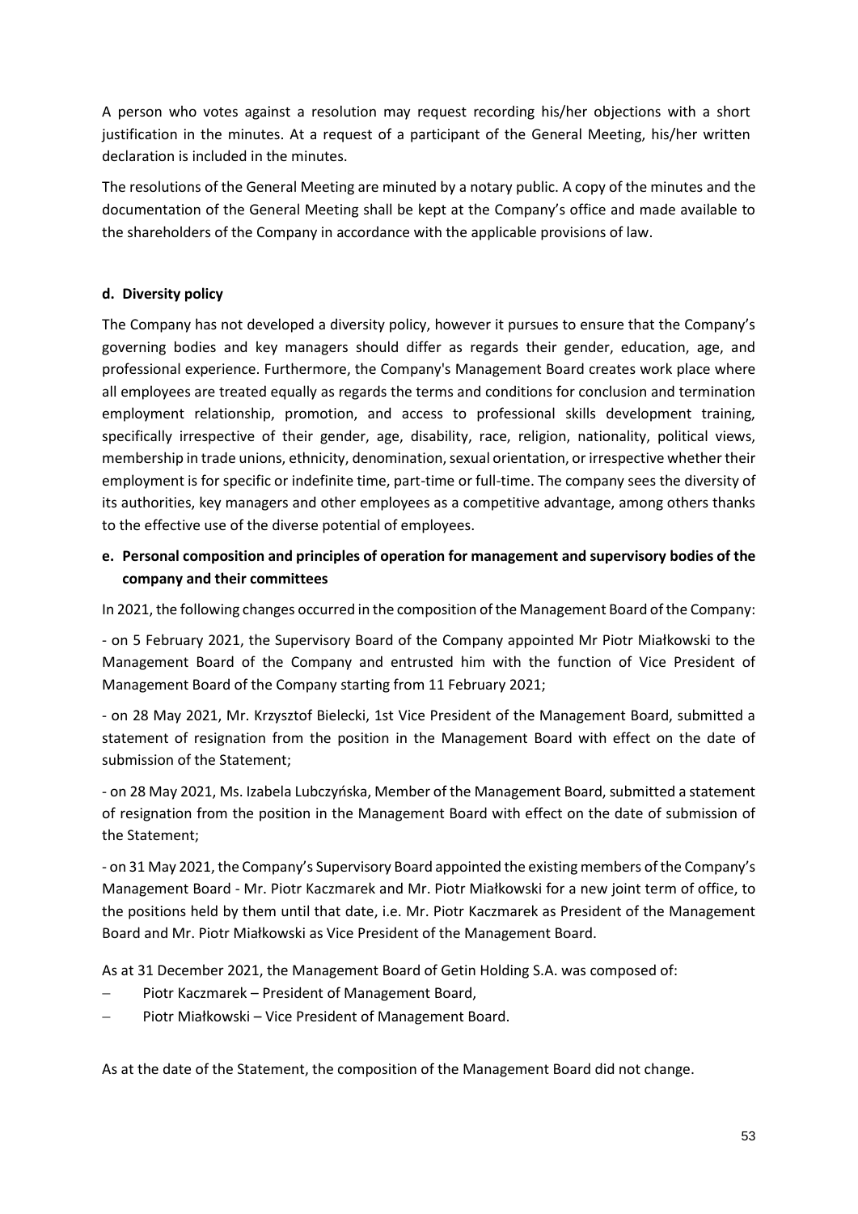A person who votes against a resolution may request recording his/her objections with a short justification in the minutes. At a request of a participant of the General Meeting, his/her written declaration is included in the minutes.

The resolutions of the General Meeting are minuted by a notary public. A copy of the minutes and the documentation of the General Meeting shall be kept at the Company's office and made available to the shareholders of the Company in accordance with the applicable provisions of law.

**d. Diversity policy**

The Company has not developed a diversity policy, however it pursues to ensure that the Company's governing bodies and key managers should differ as regards their gender, education, age, and professional experience. Furthermore, the Company's Management Board creates work place where all employees are treated equally as regards the terms and conditions for conclusion and termination employment relationship, promotion, and access to professional skills development training, specifically irrespective of their gender, age, disability, race, religion, nationality, political views, membership in trade unions, ethnicity, denomination, sexual orientation, or irrespective whether their employment is for specific or indefinite time, part-time or full-time. The company sees the diversity of its authorities, key managers and other employees as a competitive advantage, among others thanks to the effective use of the diverse potential of employees.

**e. Personal composition and principles of operation for management and supervisory bodies of the company and their committees**

In 2021, the following changes occurred in the composition of the Management Board of the Company:

- on 5 February 2021, the Supervisory Board of the Company appointed Mr Piotr Miałkowski to the Management Board of the Company and entrusted him with the function of Vice President of Management Board of the Company starting from 11 February 2021;

- on 28 May 2021, Mr. Krzysztof Bielecki, 1st Vice President of the Management Board, submitted a statement of resignation from the position in the Management Board with effect on the date of submission of the Statement;

- on 28 May 2021, Ms. Izabela Lubczyńska, Member of the Management Board, submitted a statement of resignation from the position in the Management Board with effect on the date of submission of the Statement;

- on 31 May 2021, the Company's Supervisory Board appointed the existing members of the Company's Management Board - Mr. Piotr Kaczmarek and Mr. Piotr Miałkowski for a new joint term of office, to the positions held by them until that date, i.e. Mr. Piotr Kaczmarek as President of the Management Board and Mr. Piotr Miałkowski as Vice President of the Management Board.

As at 31 December 2021, the Management Board of Getin Holding S.A. was composed of:

- Piotr Kaczmarek – President of Management Board,
- Piotr Miałkowski – Vice President of Management Board.

As at the date of the Statement, the composition of the Management Board did not change.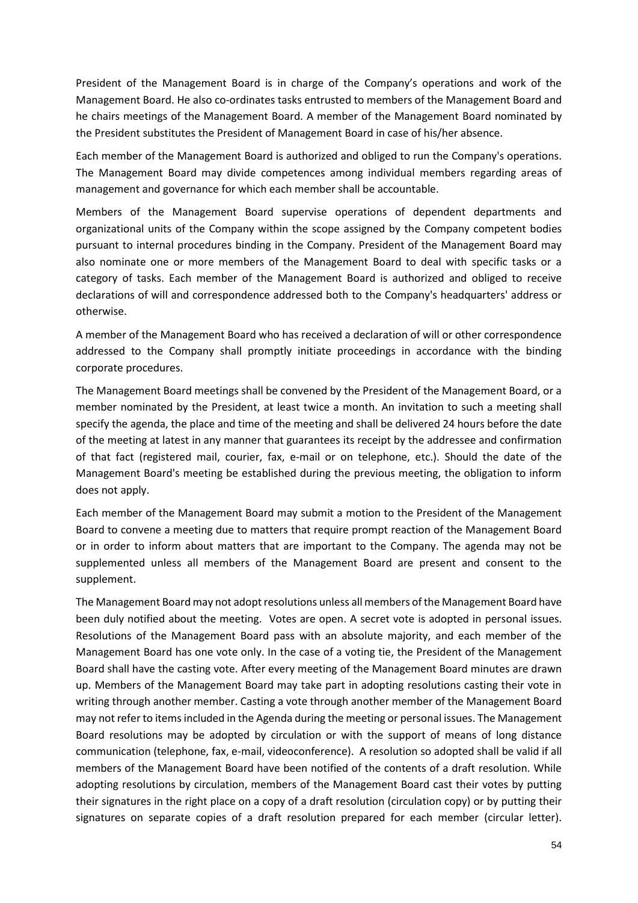President of the Management Board is in charge of the Company's operations and work of the Management Board. He also co-ordinates tasks entrusted to members of the Management Board and he chairs meetings of the Management Board. A member of the Management Board nominated by the President substitutes the President of Management Board in case of his/her absence.

Each member of the Management Board is authorized and obliged to run the Company's operations. The Management Board may divide competences among individual members regarding areas of management and governance for which each member shall be accountable.

Members of the Management Board supervise operations of dependent departments and organizational units of the Company within the scope assigned by the Company competent bodies pursuant to internal procedures binding in the Company. President of the Management Board may also nominate one or more members of the Management Board to deal with specific tasks or a category of tasks. Each member of the Management Board is authorized and obliged to receive declarations of will and correspondence addressed both to the Company's headquarters' address or otherwise.

A member of the Management Board who has received a declaration of will or other correspondence addressed to the Company shall promptly initiate proceedings in accordance with the binding corporate procedures.

The Management Board meetings shall be convened by the President of the Management Board, or a member nominated by the President, at least twice a month. An invitation to such a meeting shall specify the agenda, the place and time of the meeting and shall be delivered 24 hours before the date of the meeting at latest in any manner that guarantees its receipt by the addressee and confirmation of that fact (registered mail, courier, fax, e-mail or on telephone, etc.). Should the date of the Management Board's meeting be established during the previous meeting, the obligation to inform does not apply.

Each member of the Management Board may submit a motion to the President of the Management Board to convene a meeting due to matters that require prompt reaction of the Management Board or in order to inform about matters that are important to the Company. The agenda may not be supplemented unless all members of the Management Board are present and consent to the supplement.

The Management Board may not adopt resolutions unless all members of the Management Board have been duly notified about the meeting. Votes are open. A secret vote is adopted in personal issues. Resolutions of the Management Board pass with an absolute majority, and each member of the Management Board has one vote only. In the case of a voting tie, the President of the Management Board shall have the casting vote. After every meeting of the Management Board minutes are drawn up. Members of the Management Board may take part in adopting resolutions casting their vote in writing through another member. Casting a vote through another member of the Management Board may not refer to items included in the Agenda during the meeting or personal issues. The Management Board resolutions may be adopted by circulation or with the support of means of long distance communication (telephone, fax, e-mail, videoconference). A resolution so adopted shall be valid if all members of the Management Board have been notified of the contents of a draft resolution. While adopting resolutions by circulation, members of the Management Board cast their votes by putting their signatures in the right place on a copy of a draft resolution (circulation copy) or by putting their signatures on separate copies of a draft resolution prepared for each member (circular letter).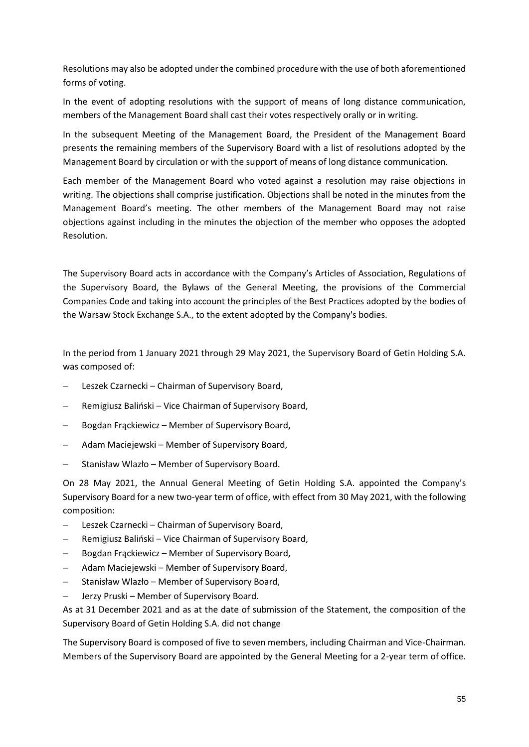Resolutions may also be adopted under the combined procedure with the use of both aforementioned forms of voting.

In the event of adopting resolutions with the support of means of long distance communication, members of the Management Board shall cast their votes respectively orally or in writing.

In the subsequent Meeting of the Management Board, the President of the Management Board presents the remaining members of the Supervisory Board with a list of resolutions adopted by the Management Board by circulation or with the support of means of long distance communication.

Each member of the Management Board who voted against a resolution may raise objections in writing. The objections shall comprise justification. Objections shall be noted in the minutes from the Management Board's meeting. The other members of the Management Board may not raise objections against including in the minutes the objection of the member who opposes the adopted Resolution.

The Supervisory Board acts in accordance with the Company's Articles of Association, Regulations of the Supervisory Board, the Bylaws of the General Meeting, the provisions of the Commercial Companies Code and taking into account the principles of the Best Practices adopted by the bodies of the Warsaw Stock Exchange S.A., to the extent adopted by the Company's bodies.

In the period from 1 January 2021 through 29 May 2021, the Supervisory Board of Getin Holding S.A. was composed of:

- Leszek Czarnecki – Chairman of Supervisory Board,
- Remigiusz Baliński – Vice Chairman of Supervisory Board,
- Bogdan Frąckiewicz – Member of Supervisory Board,
- Adam Maciejewski – Member of Supervisory Board,
- Stanisław Wlazło – Member of Supervisory Board.

On 28 May 2021, the Annual General Meeting of Getin Holding S.A. appointed the Company's Supervisory Board for a new two-year term of office, with effect from 30 May 2021, with the following composition:

- Leszek Czarnecki – Chairman of Supervisory Board,
- Remigiusz Baliński – Vice Chairman of Supervisory Board,
- Bogdan Frąckiewicz – Member of Supervisory Board,
- Adam Maciejewski – Member of Supervisory Board,
- Stanisław Wlazło – Member of Supervisory Board,
- Jerzy Pruski – Member of Supervisory Board.

As at 31 December 2021 and as at the date of submission of the Statement, the composition of the Supervisory Board of Getin Holding S.A. did not change

The Supervisory Board is composed of five to seven members, including Chairman and Vice-Chairman. Members of the Supervisory Board are appointed by the General Meeting for a 2-year term of office.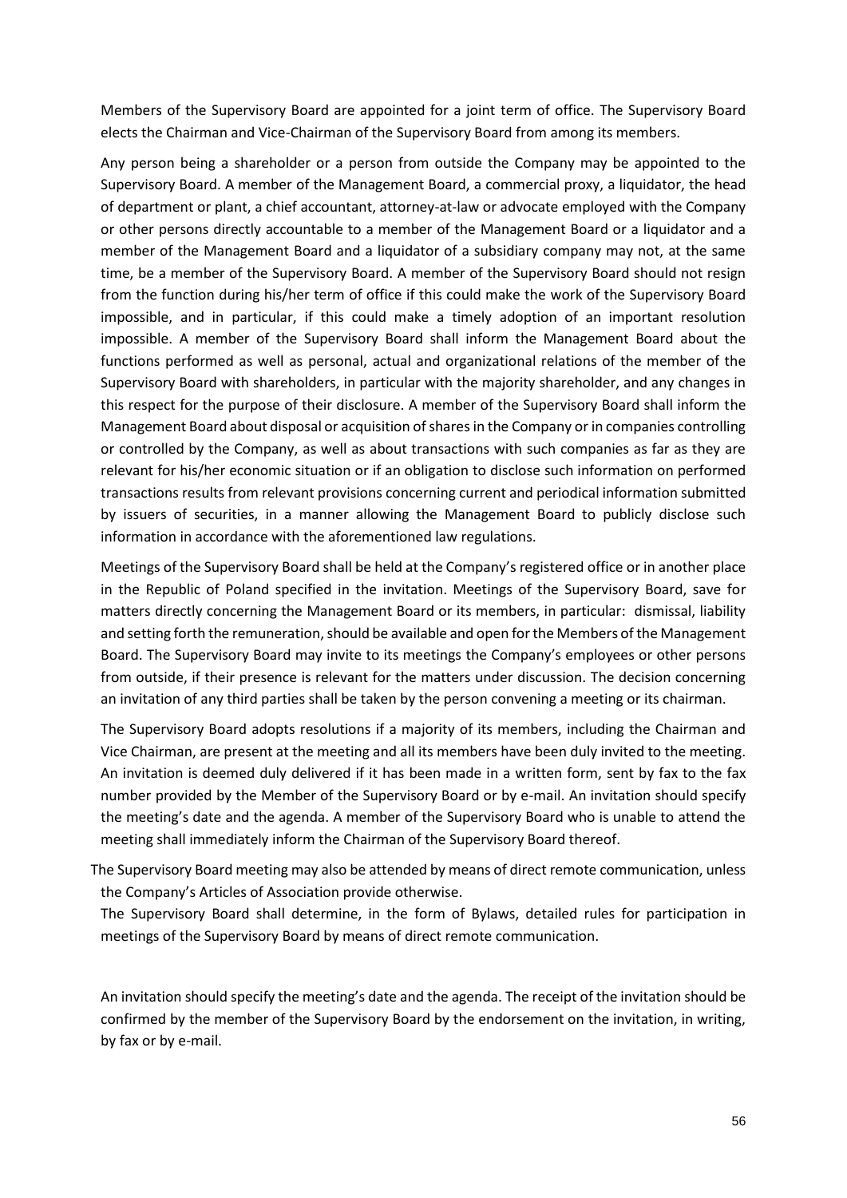Members of the Supervisory Board are appointed for a joint term of office. The Supervisory Board elects the Chairman and Vice-Chairman of the Supervisory Board from among its members.

Any person being a shareholder or a person from outside the Company may be appointed to the Supervisory Board. A member of the Management Board, a commercial proxy, a liquidator, the head of department or plant, a chief accountant, attorney-at-law or advocate employed with the Company or other persons directly accountable to a member of the Management Board or a liquidator and a member of the Management Board and a liquidator of a subsidiary company may not, at the same time, be a member of the Supervisory Board. A member of the Supervisory Board should not resign from the function during his/her term of office if this could make the work of the Supervisory Board impossible, and in particular, if this could make a timely adoption of an important resolution impossible. A member of the Supervisory Board shall inform the Management Board about the functions performed as well as personal, actual and organizational relations of the member of the Supervisory Board with shareholders, in particular with the majority shareholder, and any changes in this respect for the purpose of their disclosure. A member of the Supervisory Board shall inform the Management Board about disposal or acquisition of shares in the Company or in companies controlling or controlled by the Company, as well as about transactions with such companies as far as they are relevant for his/her economic situation or if an obligation to disclose such information on performed transactions results from relevant provisions concerning current and periodical information submitted by issuers of securities, in a manner allowing the Management Board to publicly disclose such information in accordance with the aforementioned law regulations.

Meetings of the Supervisory Board shall be held at the Company's registered office or in another place in the Republic of Poland specified in the invitation. Meetings of the Supervisory Board, save for matters directly concerning the Management Board or its members, in particular: dismissal, liability and setting forth the remuneration, should be available and open for the Members of the Management Board. The Supervisory Board may invite to its meetings the Company's employees or other persons from outside, if their presence is relevant for the matters under discussion. The decision concerning an invitation of any third parties shall be taken by the person convening a meeting or its chairman.

The Supervisory Board adopts resolutions if a majority of its members, including the Chairman and Vice Chairman, are present at the meeting and all its members have been duly invited to the meeting. An invitation is deemed duly delivered if it has been made in a written form, sent by fax to the fax number provided by the Member of the Supervisory Board or by e-mail. An invitation should specify the meeting's date and the agenda. A member of the Supervisory Board who is unable to attend the meeting shall immediately inform the Chairman of the Supervisory Board thereof.

The Supervisory Board meeting may also be attended by means of direct remote communication, unless the Company's Articles of Association provide otherwise.

The Supervisory Board shall determine, in the form of Bylaws, detailed rules for participation in meetings of the Supervisory Board by means of direct remote communication.

An invitation should specify the meeting's date and the agenda. The receipt of the invitation should be confirmed by the member of the Supervisory Board by the endorsement on the invitation, in writing, by fax or by e-mail.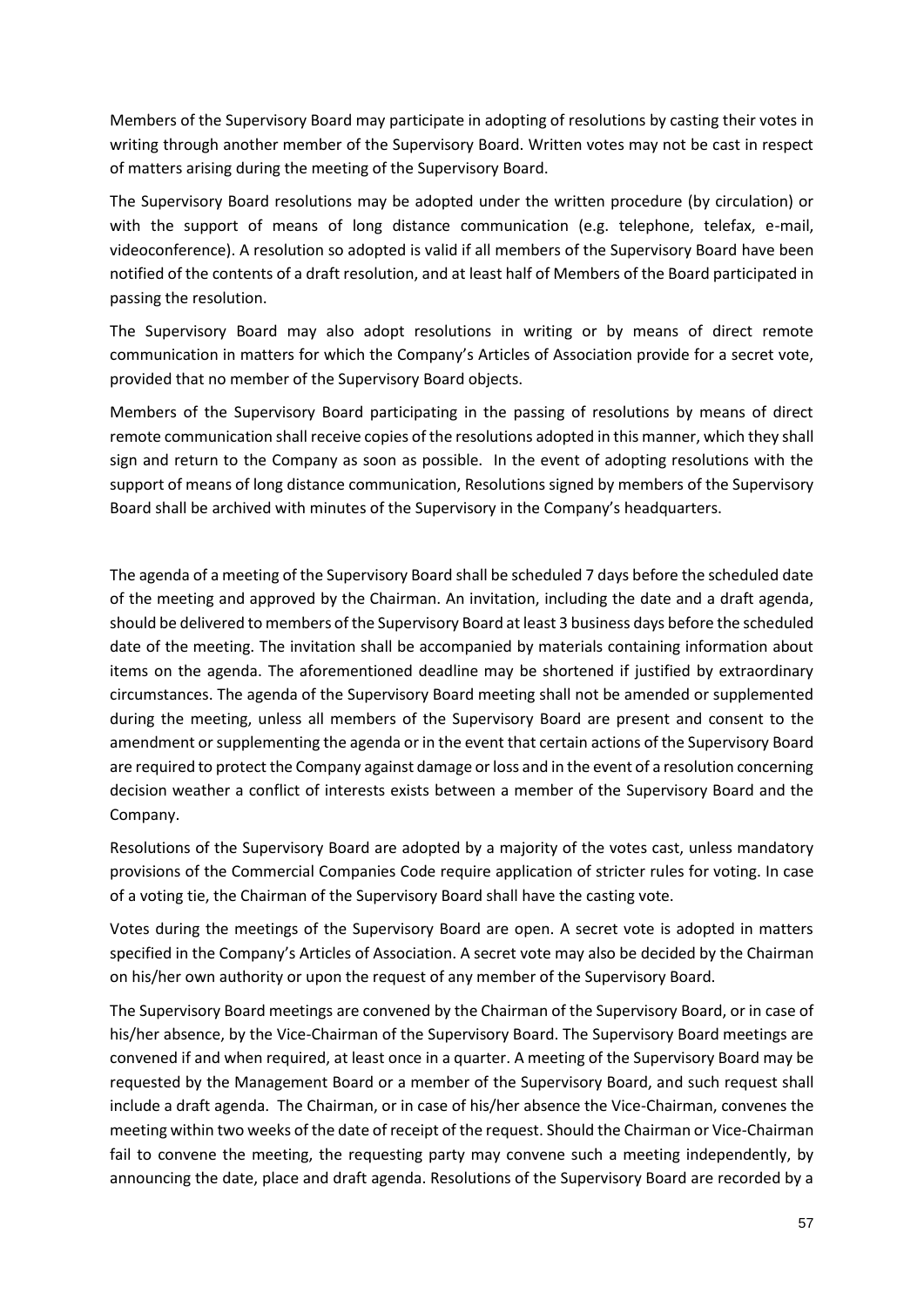Members of the Supervisory Board may participate in adopting of resolutions by casting their votes in writing through another member of the Supervisory Board. Written votes may not be cast in respect of matters arising during the meeting of the Supervisory Board.

The Supervisory Board resolutions may be adopted under the written procedure (by circulation) or with the support of means of long distance communication (e.g. telephone, telefax, e-mail, videoconference). A resolution so adopted is valid if all members of the Supervisory Board have been notified of the contents of a draft resolution, and at least half of Members of the Board participated in passing the resolution.

The Supervisory Board may also adopt resolutions in writing or by means of direct remote communication in matters for which the Company's Articles of Association provide for a secret vote, provided that no member of the Supervisory Board objects.

Members of the Supervisory Board participating in the passing of resolutions by means of direct remote communication shall receive copies of the resolutions adopted in this manner, which they shall sign and return to the Company as soon as possible. In the event of adopting resolutions with the support of means of long distance communication, Resolutions signed by members of the Supervisory Board shall be archived with minutes of the Supervisory in the Company's headquarters.

The agenda of a meeting of the Supervisory Board shall be scheduled 7 days before the scheduled date of the meeting and approved by the Chairman. An invitation, including the date and a draft agenda, should be delivered to members of the Supervisory Board at least 3 business days before the scheduled date of the meeting. The invitation shall be accompanied by materials containing information about items on the agenda. The aforementioned deadline may be shortened if justified by extraordinary circumstances. The agenda of the Supervisory Board meeting shall not be amended or supplemented during the meeting, unless all members of the Supervisory Board are present and consent to the amendment or supplementing the agenda or in the event that certain actions of the Supervisory Board are required to protect the Company against damage or loss and in the event of a resolution concerning decision weather a conflict of interests exists between a member of the Supervisory Board and the Company.

Resolutions of the Supervisory Board are adopted by a majority of the votes cast, unless mandatory provisions of the Commercial Companies Code require application of stricter rules for voting. In case of a voting tie, the Chairman of the Supervisory Board shall have the casting vote.

Votes during the meetings of the Supervisory Board are open. A secret vote is adopted in matters specified in the Company's Articles of Association. A secret vote may also be decided by the Chairman on his/her own authority or upon the request of any member of the Supervisory Board.

The Supervisory Board meetings are convened by the Chairman of the Supervisory Board, or in case of his/her absence, by the Vice-Chairman of the Supervisory Board. The Supervisory Board meetings are convened if and when required, at least once in a quarter. A meeting of the Supervisory Board may be requested by the Management Board or a member of the Supervisory Board, and such request shall include a draft agenda. The Chairman, or in case of his/her absence the Vice-Chairman, convenes the meeting within two weeks of the date of receipt of the request. Should the Chairman or Vice-Chairman fail to convene the meeting, the requesting party may convene such a meeting independently, by announcing the date, place and draft agenda. Resolutions of the Supervisory Board are recorded by a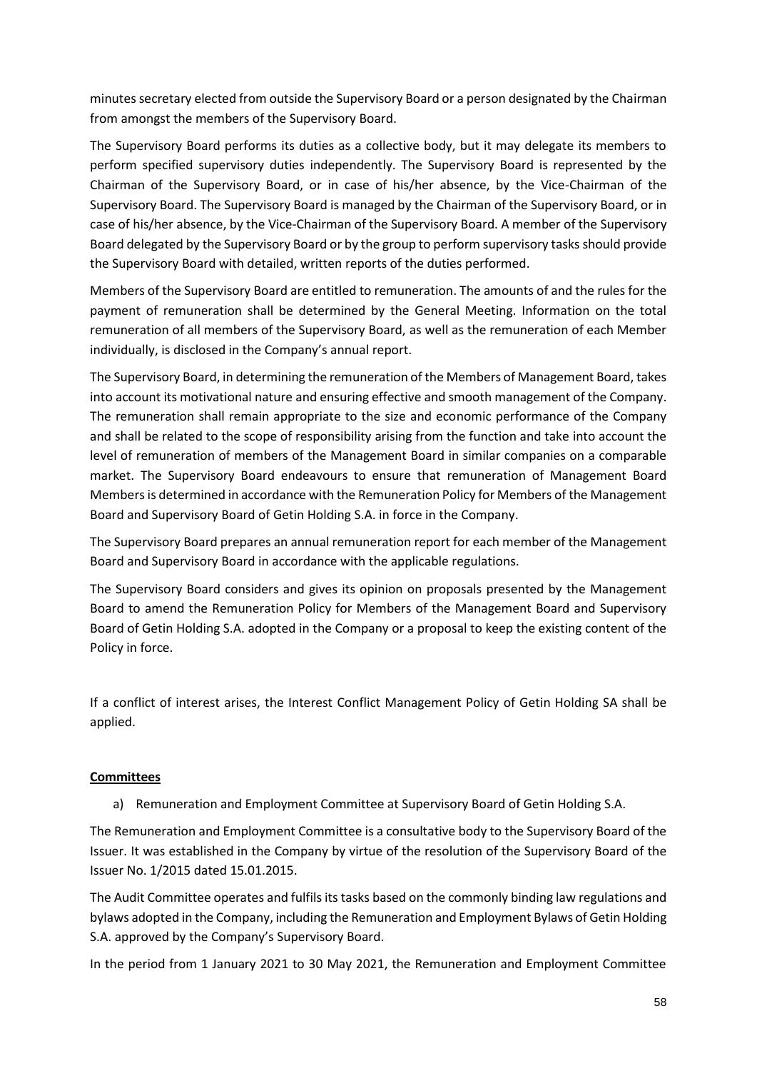minutes secretary elected from outside the Supervisory Board or a person designated by the Chairman from amongst the members of the Supervisory Board.

The Supervisory Board performs its duties as a collective body, but it may delegate its members to perform specified supervisory duties independently. The Supervisory Board is represented by the Chairman of the Supervisory Board, or in case of his/her absence, by the Vice-Chairman of the Supervisory Board. The Supervisory Board is managed by the Chairman of the Supervisory Board, or in case of his/her absence, by the Vice-Chairman of the Supervisory Board. A member of the Supervisory Board delegated by the Supervisory Board or by the group to perform supervisory tasks should provide the Supervisory Board with detailed, written reports of the duties performed.

Members of the Supervisory Board are entitled to remuneration. The amounts of and the rules for the payment of remuneration shall be determined by the General Meeting. Information on the total remuneration of all members of the Supervisory Board, as well as the remuneration of each Member individually, is disclosed in the Company's annual report.

The Supervisory Board, in determining the remuneration of the Members of Management Board, takes into account its motivational nature and ensuring effective and smooth management of the Company. The remuneration shall remain appropriate to the size and economic performance of the Company and shall be related to the scope of responsibility arising from the function and take into account the level of remuneration of members of the Management Board in similar companies on a comparable market. The Supervisory Board endeavours to ensure that remuneration of Management Board Members is determined in accordance with the Remuneration Policy for Members of the Management Board and Supervisory Board of Getin Holding S.A. in force in the Company.

The Supervisory Board prepares an annual remuneration report for each member of the Management Board and Supervisory Board in accordance with the applicable regulations.

The Supervisory Board considers and gives its opinion on proposals presented by the Management Board to amend the Remuneration Policy for Members of the Management Board and Supervisory Board of Getin Holding S.A. adopted in the Company or a proposal to keep the existing content of the Policy in force.

If a conflict of interest arises, the Interest Conflict Management Policy of Getin Holding SA shall be applied.

**Committees**

a) Remuneration and Employment Committee at Supervisory Board of Getin Holding S.A.

The Remuneration and Employment Committee is a consultative body to the Supervisory Board of the Issuer. It was established in the Company by virtue of the resolution of the Supervisory Board of the Issuer No. 1/2015 dated 15.01.2015.

The Audit Committee operates and fulfils its tasks based on the commonly binding law regulations and bylaws adopted in the Company, including the Remuneration and Employment Bylaws of Getin Holding S.A. approved by the Company's Supervisory Board.

In the period from 1 January 2021 to 30 May 2021, the Remuneration and Employment Committee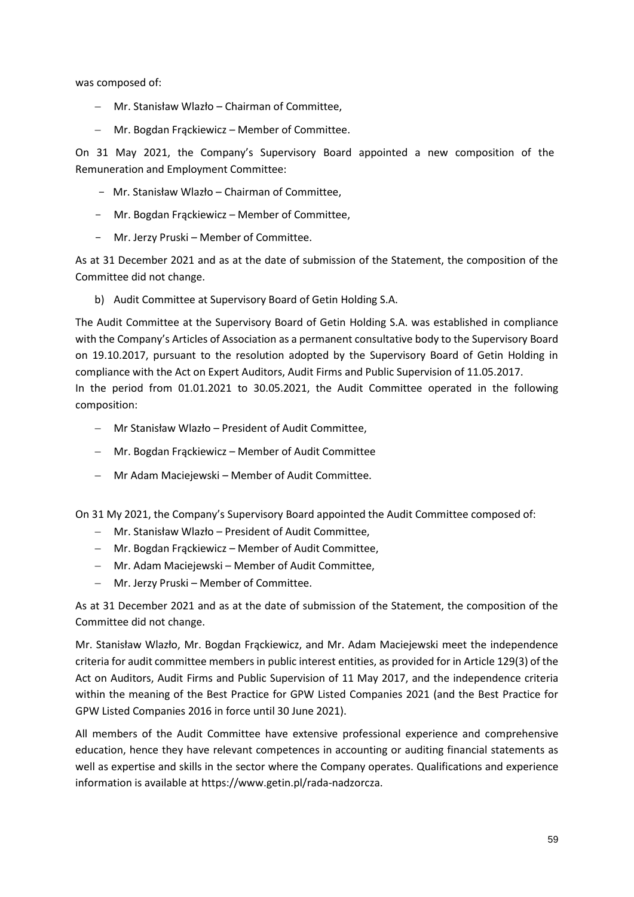was composed of:

- Mr. Stanisław Wlazło – Chairman of Committee,
- Mr. Bogdan Frąckiewicz – Member of Committee.

On 31 May 2021, the Company's Supervisory Board appointed a new composition of the Remuneration and Employment Committee:

- Mr. Stanisław Wlazło – Chairman of Committee,
- Mr. Bogdan Frąckiewicz – Member of Committee,
- Mr. Jerzy Pruski – Member of Committee.

As at 31 December 2021 and as at the date of submission of the Statement, the composition of the Committee did not change.

b) Audit Committee at Supervisory Board of Getin Holding S.A.

The Audit Committee at the Supervisory Board of Getin Holding S.A. was established in compliance with the Company's Articles of Association as a permanent consultative body to the Supervisory Board on 19.10.2017, pursuant to the resolution adopted by the Supervisory Board of Getin Holding in compliance with the Act on Expert Auditors, Audit Firms and Public Supervision of 11.05.2017.
In the period from 01.01.2021 to 30.05.2021, the Audit Committee operated in the following composition:

- Mr Stanisław Wlazło – President of Audit Committee,
- Mr. Bogdan Frąckiewicz – Member of Audit Committee
- Mr Adam Maciejewski – Member of Audit Committee.

On 31 My 2021, the Company's Supervisory Board appointed the Audit Committee composed of:

- Mr. Stanisław Wlazło – President of Audit Committee,
- Mr. Bogdan Frąckiewicz – Member of Audit Committee,
- Mr. Adam Maciejewski – Member of Audit Committee,
- Mr. Jerzy Pruski – Member of Committee.

As at 31 December 2021 and as at the date of submission of the Statement, the composition of the Committee did not change.

Mr. Stanisław Wlazło, Mr. Bogdan Frąckiewicz, and Mr. Adam Maciejewski meet the independence criteria for audit committee members in public interest entities, as provided for in Article 129(3) of the Act on Auditors, Audit Firms and Public Supervision of 11 May 2017, and the independence criteria within the meaning of the Best Practice for GPW Listed Companies 2021 (and the Best Practice for GPW Listed Companies 2016 in force until 30 June 2021).

All members of the Audit Committee have extensive professional experience and comprehensive education, hence they have relevant competences in accounting or auditing financial statements as well as expertise and skills in the sector where the Company operates. Qualifications and experience information is available at https://www.getin.pl/rada-nadzorcza.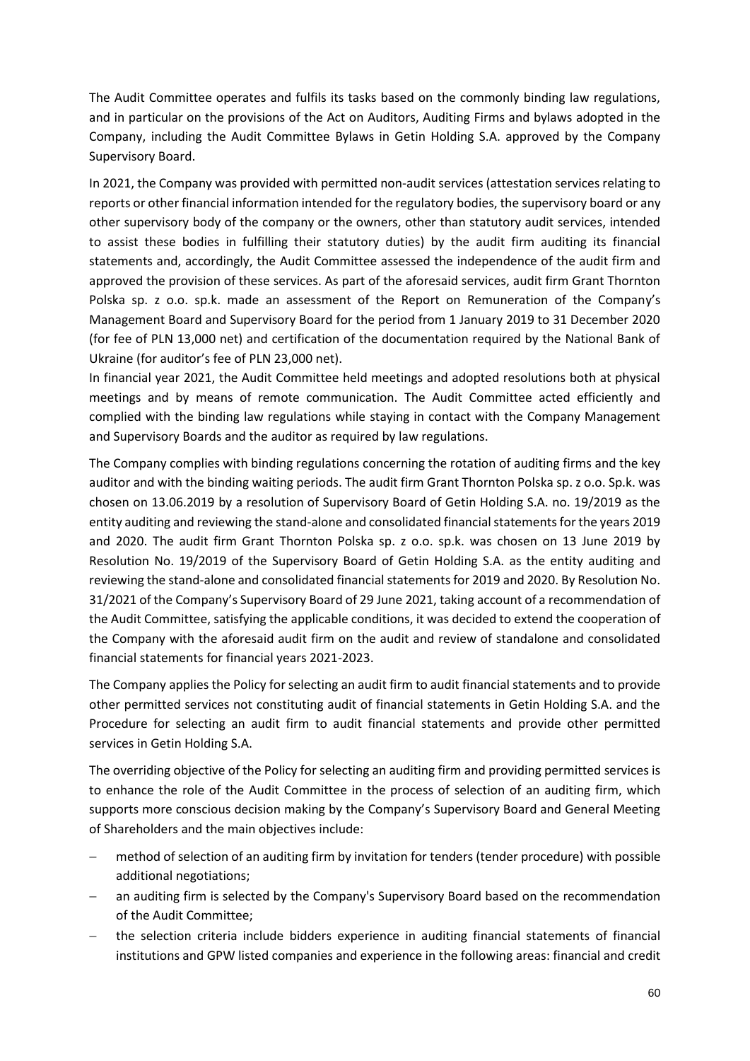The Audit Committee operates and fulfils its tasks based on the commonly binding law regulations, and in particular on the provisions of the Act on Auditors, Auditing Firms and bylaws adopted in the Company, including the Audit Committee Bylaws in Getin Holding S.A. approved by the Company Supervisory Board.

In 2021, the Company was provided with permitted non-audit services (attestation services relating to reports or other financial information intended for the regulatory bodies, the supervisory board or any other supervisory body of the company or the owners, other than statutory audit services, intended to assist these bodies in fulfilling their statutory duties) by the audit firm auditing its financial statements and, accordingly, the Audit Committee assessed the independence of the audit firm and approved the provision of these services. As part of the aforesaid services, audit firm Grant Thornton Polska sp. z o.o. sp.k. made an assessment of the Report on Remuneration of the Company's Management Board and Supervisory Board for the period from 1 January 2019 to 31 December 2020 (for fee of PLN 13,000 net) and certification of the documentation required by the National Bank of Ukraine (for auditor's fee of PLN 23,000 net).

In financial year 2021, the Audit Committee held meetings and adopted resolutions both at physical meetings and by means of remote communication. The Audit Committee acted efficiently and complied with the binding law regulations while staying in contact with the Company Management and Supervisory Boards and the auditor as required by law regulations.

The Company complies with binding regulations concerning the rotation of auditing firms and the key auditor and with the binding waiting periods. The audit firm Grant Thornton Polska sp. z o.o. Sp.k. was chosen on 13.06.2019 by a resolution of Supervisory Board of Getin Holding S.A. no. 19/2019 as the entity auditing and reviewing the stand-alone and consolidated financial statements for the years 2019 and 2020. The audit firm Grant Thornton Polska sp. z o.o. sp.k. was chosen on 13 June 2019 by Resolution No. 19/2019 of the Supervisory Board of Getin Holding S.A. as the entity auditing and reviewing the stand-alone and consolidated financial statements for 2019 and 2020. By Resolution No. 31/2021 of the Company's Supervisory Board of 29 June 2021, taking account of a recommendation of the Audit Committee, satisfying the applicable conditions, it was decided to extend the cooperation of the Company with the aforesaid audit firm on the audit and review of standalone and consolidated financial statements for financial years 2021-2023.

The Company applies the Policy for selecting an audit firm to audit financial statements and to provide other permitted services not constituting audit of financial statements in Getin Holding S.A. and the Procedure for selecting an audit firm to audit financial statements and provide other permitted services in Getin Holding S.A.

The overriding objective of the Policy for selecting an auditing firm and providing permitted services is to enhance the role of the Audit Committee in the process of selection of an auditing firm, which supports more conscious decision making by the Company's Supervisory Board and General Meeting of Shareholders and the main objectives include:

- method of selection of an auditing firm by invitation for tenders (tender procedure) with possible additional negotiations;
- an auditing firm is selected by the Company's Supervisory Board based on the recommendation of the Audit Committee;
- the selection criteria include bidders experience in auditing financial statements of financial institutions and GPW listed companies and experience in the following areas: financial and credit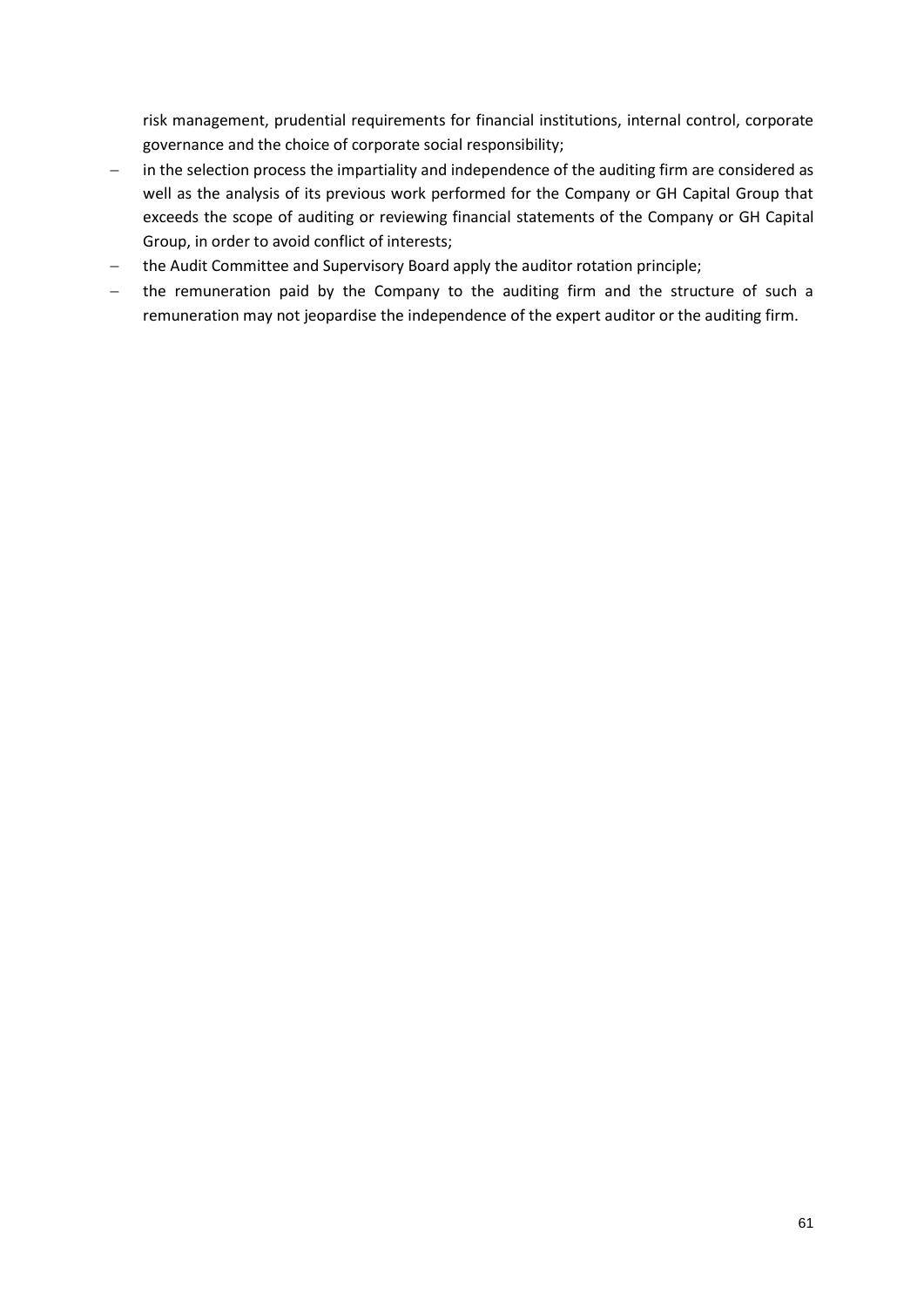risk management, prudential requirements for financial institutions, internal control, corporate governance and the choice of corporate social responsibility;

- in the selection process the impartiality and independence of the auditing firm are considered as well as the analysis of its previous work performed for the Company or GH Capital Group that exceeds the scope of auditing or reviewing financial statements of the Company or GH Capital Group, in order to avoid conflict of interests;
- the Audit Committee and Supervisory Board apply the auditor rotation principle;
- the remuneration paid by the Company to the auditing firm and the structure of such a remuneration may not jeopardise the independence of the expert auditor or the auditing firm.